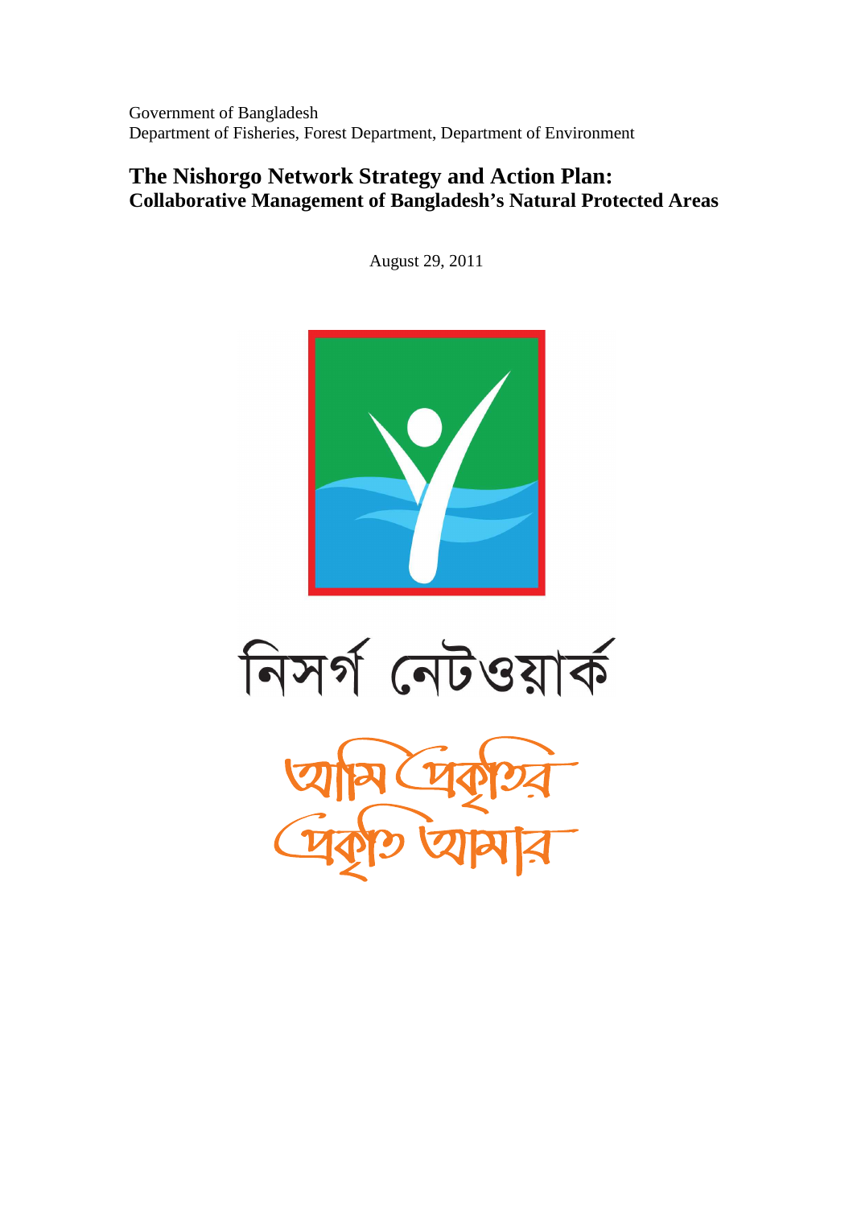Government of Bangladesh
Department of Fisheries, Forest Department, Department of Environment

# The Nishorgo Network Strategy and Action Plan:
## Collaborative Management of Bangladesh's Natural Protected Areas

August 29, 2011

নিসর্গ নেটওয়ার্ক

আমি প্রকৃতির
প্রকৃতি আমার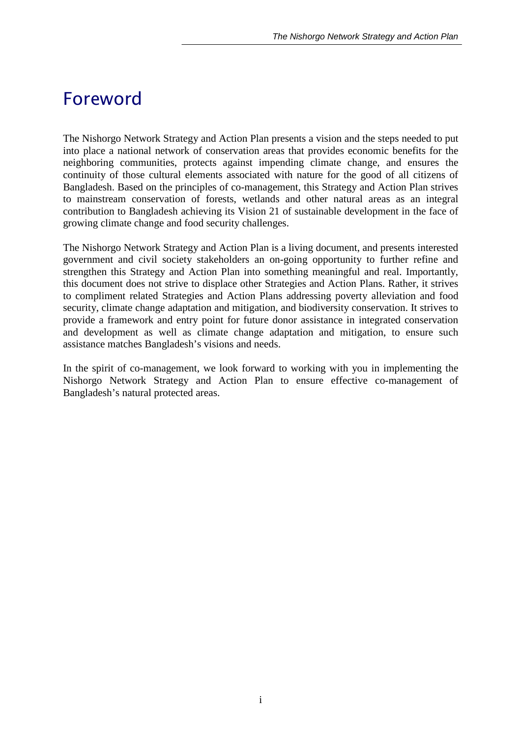# Foreword

The Nishorgo Network Strategy and Action Plan presents a vision and the steps needed to put into place a national network of conservation areas that provides economic benefits for the neighboring communities, protects against impending climate change, and ensures the continuity of those cultural elements associated with nature for the good of all citizens of Bangladesh. Based on the principles of co-management, this Strategy and Action Plan strives to mainstream conservation of forests, wetlands and other natural areas as an integral contribution to Bangladesh achieving its Vision 21 of sustainable development in the face of growing climate change and food security challenges.

The Nishorgo Network Strategy and Action Plan is a living document, and presents interested government and civil society stakeholders an on-going opportunity to further refine and strengthen this Strategy and Action Plan into something meaningful and real. Importantly, this document does not strive to displace other Strategies and Action Plans. Rather, it strives to compliment related Strategies and Action Plans addressing poverty alleviation and food security, climate change adaptation and mitigation, and biodiversity conservation. It strives to provide a framework and entry point for future donor assistance in integrated conservation and development as well as climate change adaptation and mitigation, to ensure such assistance matches Bangladesh's visions and needs.

In the spirit of co-management, we look forward to working with you in implementing the Nishorgo Network Strategy and Action Plan to ensure effective co-management of Bangladesh's natural protected areas.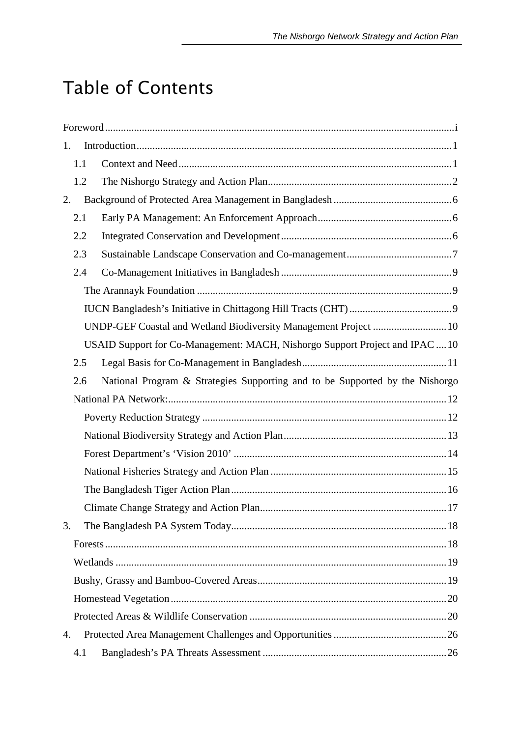# Table of Contents

Foreword ..... i

1. Introduction ..... 1
   - 1.1 Context and Need ..... 1
   - 1.2 The Nishorgo Strategy and Action Plan ..... 2
2. Background of Protected Area Management in Bangladesh ..... 6
   - 2.1 Early PA Management: An Enforcement Approach ..... 6
   - 2.2 Integrated Conservation and Development ..... 6
   - 2.3 Sustainable Landscape Conservation and Co-management ..... 7
   - 2.4 Co-Management Initiatives in Bangladesh ..... 9
     - The Arannayk Foundation ..... 9
     - IUCN Bangladesh's Initiative in Chittagong Hill Tracts (CHT) ..... 9
     - UNDP-GEF Coastal and Wetland Biodiversity Management Project ..... 10
     - USAID Support for Co-Management: MACH, Nishorgo Support Project and IPAC ..... 10
   - 2.5 Legal Basis for Co-Management in Bangladesh ..... 11
   - 2.6 National Program & Strategies Supporting and to be Supported by the Nishorgo National PA Network: ..... 12
     - Poverty Reduction Strategy ..... 12
     - National Biodiversity Strategy and Action Plan ..... 13
     - Forest Department's 'Vision 2010' ..... 14
     - National Fisheries Strategy and Action Plan ..... 15
     - The Bangladesh Tiger Action Plan ..... 16
     - Climate Change Strategy and Action Plan ..... 17
3. The Bangladesh PA System Today ..... 18
   - Forests ..... 18
   - Wetlands ..... 19
   - Bushy, Grassy and Bamboo-Covered Areas ..... 19
   - Homestead Vegetation ..... 20
   - Protected Areas & Wildlife Conservation ..... 20
4. Protected Area Management Challenges and Opportunities ..... 26
   - 4.1 Bangladesh's PA Threats Assessment ..... 26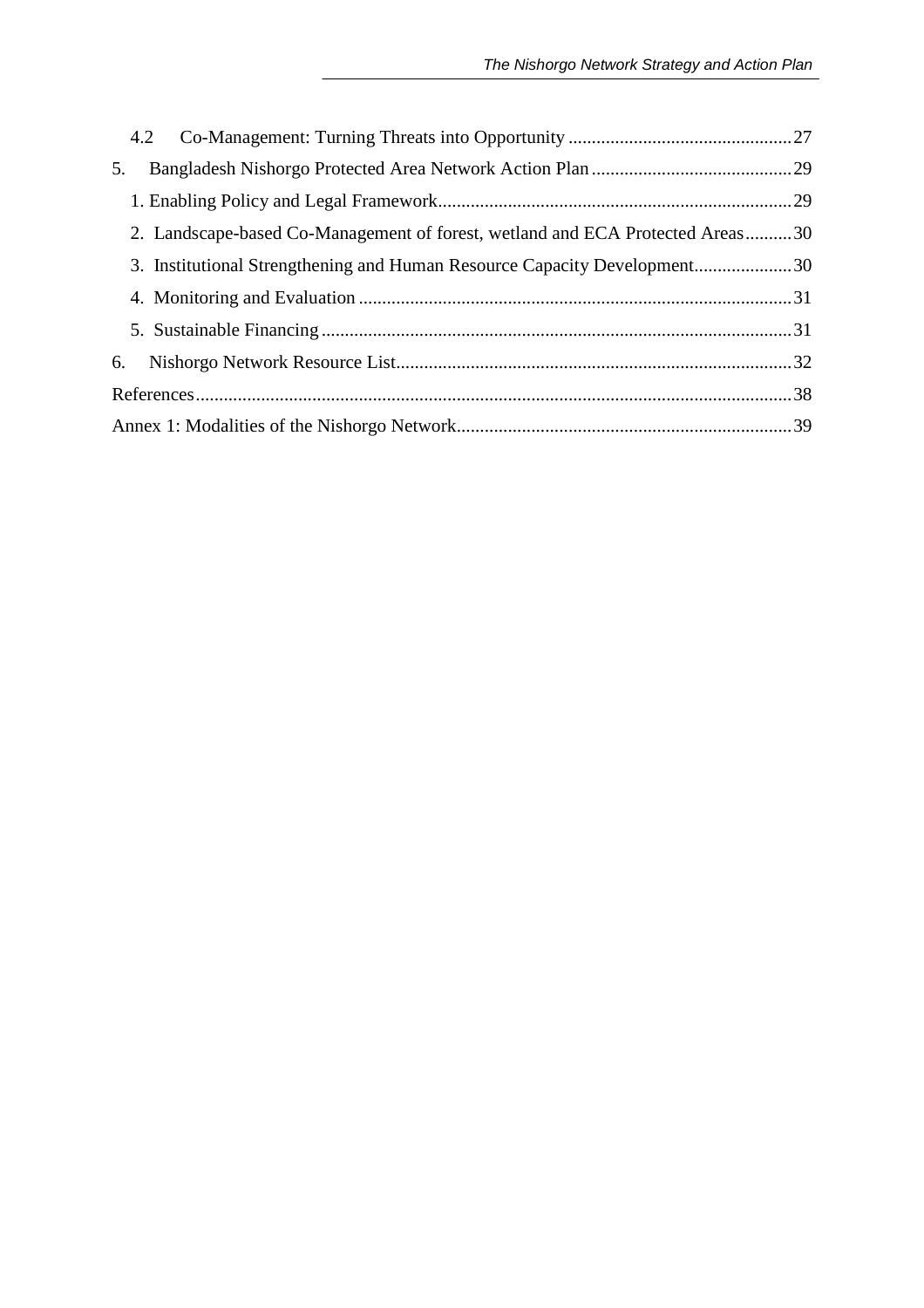4.2 Co-Management: Turning Threats into Opportunity ................................................ 27

5. Bangladesh Nishorgo Protected Area Network Action Plan ........................................... 29

1. Enabling Policy and Legal Framework ............................................................................ 29

2. Landscape-based Co-Management of forest, wetland and ECA Protected Areas .......... 30

3. Institutional Strengthening and Human Resource Capacity Development ..................... 30

4. Monitoring and Evaluation ............................................................................................. 31

5. Sustainable Financing ..................................................................................................... 31

6. Nishorgo Network Resource List ..................................................................................... 32

References ................................................................................................................................ 38

Annex 1: Modalities of the Nishorgo Network ........................................................................ 39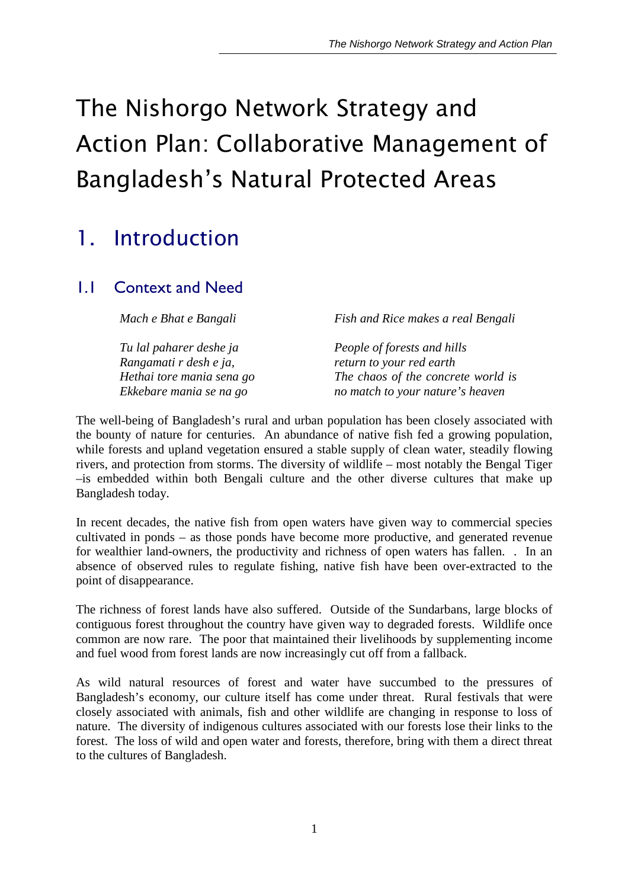# The Nishorgo Network Strategy and Action Plan: Collaborative Management of Bangladesh's Natural Protected Areas

## 1. Introduction

### 1.1 Context and Need

| | |
|---|---|
| *Mach e Bhat e Bangali* | *Fish and Rice makes a real Bengali* |
| *Tu lal paharer deshe ja*<br>*Rangamati r desh e ja,*<br>*Hethai tore mania sena go*<br>*Ekkebare mania se na go* | *People of forests and hills*<br>*return to your red earth*<br>*The chaos of the concrete world is*<br>*no match to your nature's heaven* |

The well-being of Bangladesh's rural and urban population has been closely associated with the bounty of nature for centuries. An abundance of native fish fed a growing population, while forests and upland vegetation ensured a stable supply of clean water, steadily flowing rivers, and protection from storms. The diversity of wildlife – most notably the Bengal Tiger –is embedded within both Bengali culture and the other diverse cultures that make up Bangladesh today.

In recent decades, the native fish from open waters have given way to commercial species cultivated in ponds – as those ponds have become more productive, and generated revenue for wealthier land-owners, the productivity and richness of open waters has fallen. . In an absence of observed rules to regulate fishing, native fish have been over-extracted to the point of disappearance.

The richness of forest lands have also suffered. Outside of the Sundarbans, large blocks of contiguous forest throughout the country have given way to degraded forests. Wildlife once common are now rare. The poor that maintained their livelihoods by supplementing income and fuel wood from forest lands are now increasingly cut off from a fallback.

As wild natural resources of forest and water have succumbed to the pressures of Bangladesh's economy, our culture itself has come under threat. Rural festivals that were closely associated with animals, fish and other wildlife are changing in response to loss of nature. The diversity of indigenous cultures associated with our forests lose their links to the forest. The loss of wild and open water and forests, therefore, bring with them a direct threat to the cultures of Bangladesh.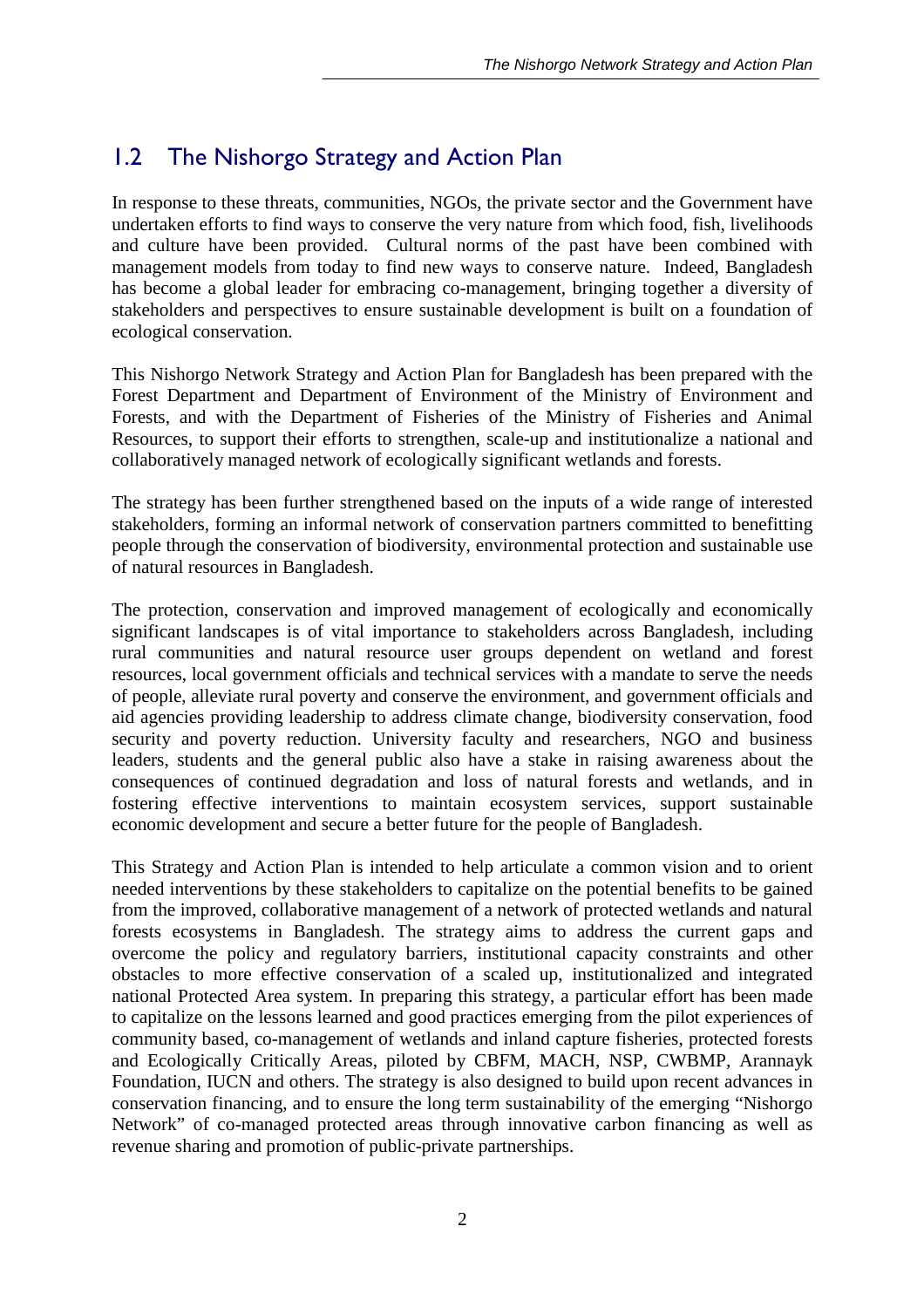## 1.2 The Nishorgo Strategy and Action Plan

In response to these threats, communities, NGOs, the private sector and the Government have undertaken efforts to find ways to conserve the very nature from which food, fish, livelihoods and culture have been provided. Cultural norms of the past have been combined with management models from today to find new ways to conserve nature. Indeed, Bangladesh has become a global leader for embracing co-management, bringing together a diversity of stakeholders and perspectives to ensure sustainable development is built on a foundation of ecological conservation.

This Nishorgo Network Strategy and Action Plan for Bangladesh has been prepared with the Forest Department and Department of Environment of the Ministry of Environment and Forests, and with the Department of Fisheries of the Ministry of Fisheries and Animal Resources, to support their efforts to strengthen, scale-up and institutionalize a national and collaboratively managed network of ecologically significant wetlands and forests.

The strategy has been further strengthened based on the inputs of a wide range of interested stakeholders, forming an informal network of conservation partners committed to benefitting people through the conservation of biodiversity, environmental protection and sustainable use of natural resources in Bangladesh.

The protection, conservation and improved management of ecologically and economically significant landscapes is of vital importance to stakeholders across Bangladesh, including rural communities and natural resource user groups dependent on wetland and forest resources, local government officials and technical services with a mandate to serve the needs of people, alleviate rural poverty and conserve the environment, and government officials and aid agencies providing leadership to address climate change, biodiversity conservation, food security and poverty reduction. University faculty and researchers, NGO and business leaders, students and the general public also have a stake in raising awareness about the consequences of continued degradation and loss of natural forests and wetlands, and in fostering effective interventions to maintain ecosystem services, support sustainable economic development and secure a better future for the people of Bangladesh.

This Strategy and Action Plan is intended to help articulate a common vision and to orient needed interventions by these stakeholders to capitalize on the potential benefits to be gained from the improved, collaborative management of a network of protected wetlands and natural forests ecosystems in Bangladesh. The strategy aims to address the current gaps and overcome the policy and regulatory barriers, institutional capacity constraints and other obstacles to more effective conservation of a scaled up, institutionalized and integrated national Protected Area system. In preparing this strategy, a particular effort has been made to capitalize on the lessons learned and good practices emerging from the pilot experiences of community based, co-management of wetlands and inland capture fisheries, protected forests and Ecologically Critically Areas, piloted by CBFM, MACH, NSP, CWBMP, Arannayk Foundation, IUCN and others. The strategy is also designed to build upon recent advances in conservation financing, and to ensure the long term sustainability of the emerging "Nishorgo Network" of co-managed protected areas through innovative carbon financing as well as revenue sharing and promotion of public-private partnerships.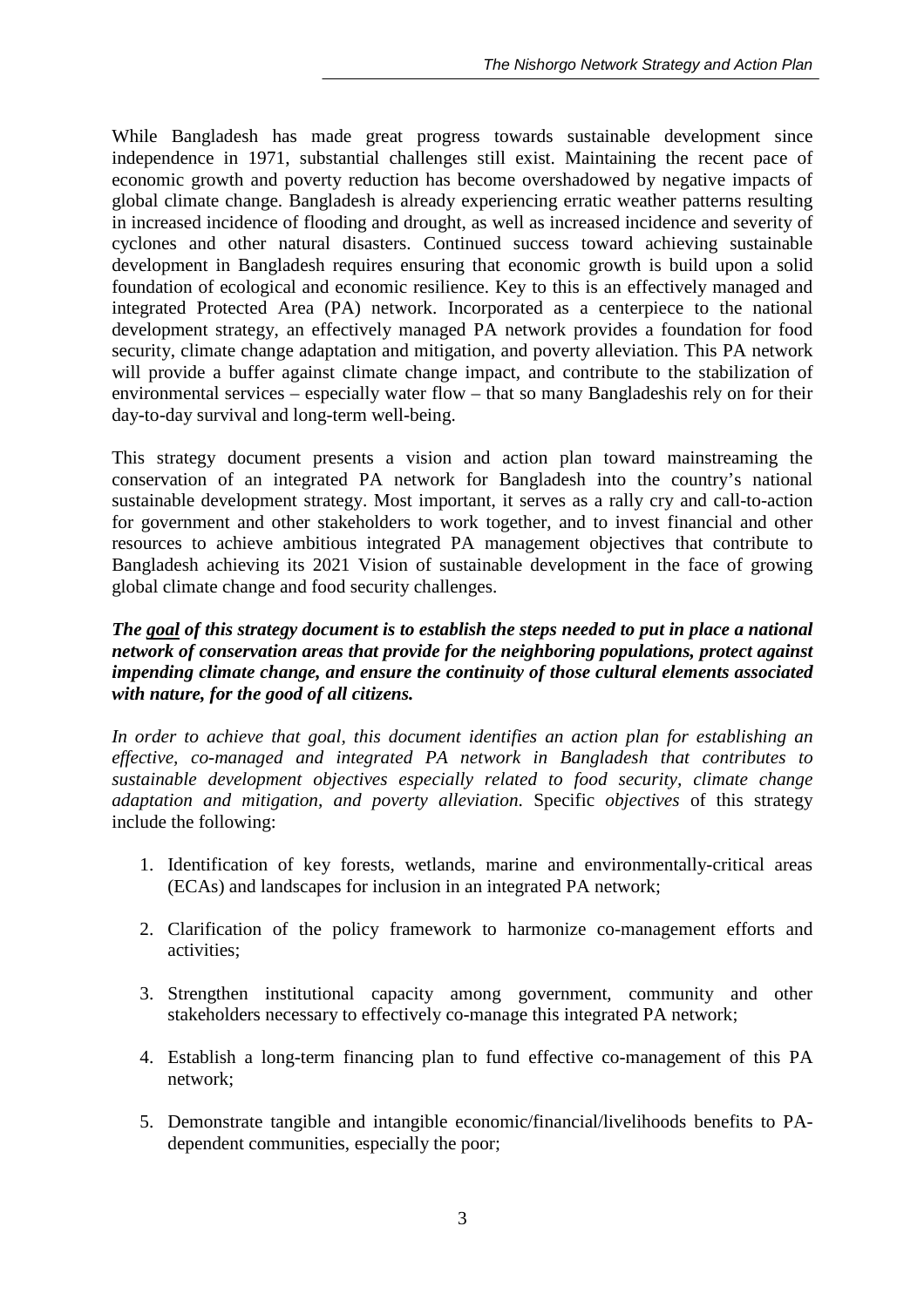While Bangladesh has made great progress towards sustainable development since independence in 1971, substantial challenges still exist. Maintaining the recent pace of economic growth and poverty reduction has become overshadowed by negative impacts of global climate change. Bangladesh is already experiencing erratic weather patterns resulting in increased incidence of flooding and drought, as well as increased incidence and severity of cyclones and other natural disasters. Continued success toward achieving sustainable development in Bangladesh requires ensuring that economic growth is build upon a solid foundation of ecological and economic resilience. Key to this is an effectively managed and integrated Protected Area (PA) network. Incorporated as a centerpiece to the national development strategy, an effectively managed PA network provides a foundation for food security, climate change adaptation and mitigation, and poverty alleviation. This PA network will provide a buffer against climate change impact, and contribute to the stabilization of environmental services – especially water flow – that so many Bangladeshis rely on for their day-to-day survival and long-term well-being.

This strategy document presents a vision and action plan toward mainstreaming the conservation of an integrated PA network for Bangladesh into the country's national sustainable development strategy. Most important, it serves as a rally cry and call-to-action for government and other stakeholders to work together, and to invest financial and other resources to achieve ambitious integrated PA management objectives that contribute to Bangladesh achieving its 2021 Vision of sustainable development in the face of growing global climate change and food security challenges.

***The <u>goal</u> of this strategy document is to establish the steps needed to put in place a national network of conservation areas that provide for the neighboring populations, protect against impending climate change, and ensure the continuity of those cultural elements associated with nature, for the good of all citizens.***

*In order to achieve that goal, this document identifies an action plan for establishing an effective, co-managed and integrated PA network in Bangladesh that contributes to sustainable development objectives especially related to food security, climate change adaptation and mitigation, and poverty alleviation.* Specific *objectives* of this strategy include the following:

1. Identification of key forests, wetlands, marine and environmentally-critical areas (ECAs) and landscapes for inclusion in an integrated PA network;

2. Clarification of the policy framework to harmonize co-management efforts and activities;

3. Strengthen institutional capacity among government, community and other stakeholders necessary to effectively co-manage this integrated PA network;

4. Establish a long-term financing plan to fund effective co-management of this PA network;

5. Demonstrate tangible and intangible economic/financial/livelihoods benefits to PA-dependent communities, especially the poor;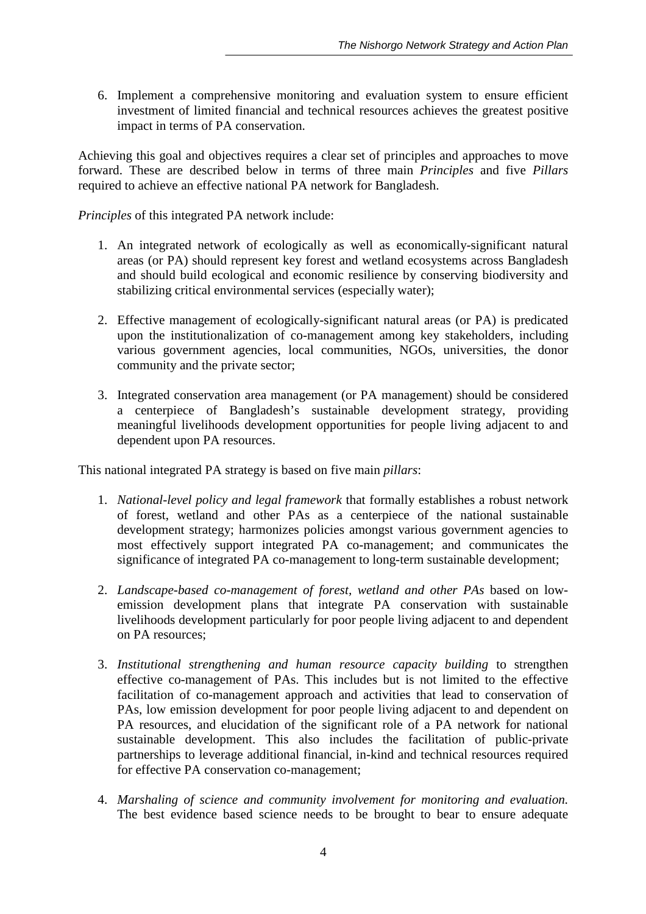6. Implement a comprehensive monitoring and evaluation system to ensure efficient investment of limited financial and technical resources achieves the greatest positive impact in terms of PA conservation.

Achieving this goal and objectives requires a clear set of principles and approaches to move forward. These are described below in terms of three main *Principles* and five *Pillars* required to achieve an effective national PA network for Bangladesh.

*Principles* of this integrated PA network include:

1. An integrated network of ecologically as well as economically-significant natural areas (or PA) should represent key forest and wetland ecosystems across Bangladesh and should build ecological and economic resilience by conserving biodiversity and stabilizing critical environmental services (especially water);

2. Effective management of ecologically-significant natural areas (or PA) is predicated upon the institutionalization of co-management among key stakeholders, including various government agencies, local communities, NGOs, universities, the donor community and the private sector;

3. Integrated conservation area management (or PA management) should be considered a centerpiece of Bangladesh's sustainable development strategy, providing meaningful livelihoods development opportunities for people living adjacent to and dependent upon PA resources.

This national integrated PA strategy is based on five main *pillars*:

1. *National-level policy and legal framework* that formally establishes a robust network of forest, wetland and other PAs as a centerpiece of the national sustainable development strategy; harmonizes policies amongst various government agencies to most effectively support integrated PA co-management; and communicates the significance of integrated PA co-management to long-term sustainable development;

2. *Landscape-based co-management of forest, wetland and other PAs* based on low-emission development plans that integrate PA conservation with sustainable livelihoods development particularly for poor people living adjacent to and dependent on PA resources;

3. *Institutional strengthening and human resource capacity building* to strengthen effective co-management of PAs. This includes but is not limited to the effective facilitation of co-management approach and activities that lead to conservation of PAs, low emission development for poor people living adjacent to and dependent on PA resources, and elucidation of the significant role of a PA network for national sustainable development. This also includes the facilitation of public-private partnerships to leverage additional financial, in-kind and technical resources required for effective PA conservation co-management;

4. *Marshaling of science and community involvement for monitoring and evaluation.* The best evidence based science needs to be brought to bear to ensure adequate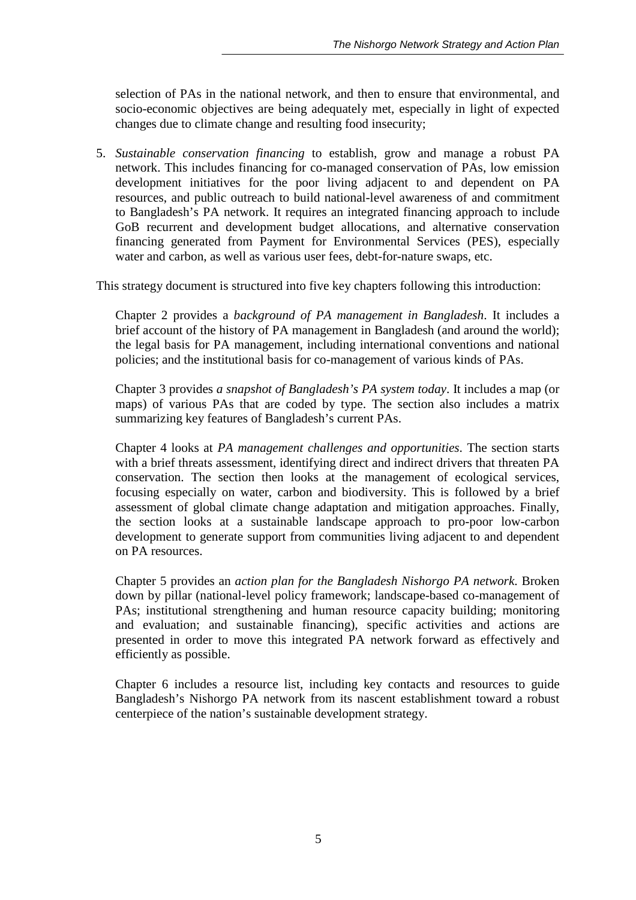selection of PAs in the national network, and then to ensure that environmental, and socio-economic objectives are being adequately met, especially in light of expected changes due to climate change and resulting food insecurity;

5. *Sustainable conservation financing* to establish, grow and manage a robust PA network. This includes financing for co-managed conservation of PAs, low emission development initiatives for the poor living adjacent to and dependent on PA resources, and public outreach to build national-level awareness of and commitment to Bangladesh's PA network. It requires an integrated financing approach to include GoB recurrent and development budget allocations, and alternative conservation financing generated from Payment for Environmental Services (PES), especially water and carbon, as well as various user fees, debt-for-nature swaps, etc.

This strategy document is structured into five key chapters following this introduction:

Chapter 2 provides a *background of PA management in Bangladesh*. It includes a brief account of the history of PA management in Bangladesh (and around the world); the legal basis for PA management, including international conventions and national policies; and the institutional basis for co-management of various kinds of PAs.

Chapter 3 provides *a snapshot of Bangladesh's PA system today*. It includes a map (or maps) of various PAs that are coded by type. The section also includes a matrix summarizing key features of Bangladesh's current PAs.

Chapter 4 looks at *PA management challenges and opportunities*. The section starts with a brief threats assessment, identifying direct and indirect drivers that threaten PA conservation. The section then looks at the management of ecological services, focusing especially on water, carbon and biodiversity. This is followed by a brief assessment of global climate change adaptation and mitigation approaches. Finally, the section looks at a sustainable landscape approach to pro-poor low-carbon development to generate support from communities living adjacent to and dependent on PA resources.

Chapter 5 provides an *action plan for the Bangladesh Nishorgo PA network*. Broken down by pillar (national-level policy framework; landscape-based co-management of PAs; institutional strengthening and human resource capacity building; monitoring and evaluation; and sustainable financing), specific activities and actions are presented in order to move this integrated PA network forward as effectively and efficiently as possible.

Chapter 6 includes a resource list, including key contacts and resources to guide Bangladesh's Nishorgo PA network from its nascent establishment toward a robust centerpiece of the nation's sustainable development strategy.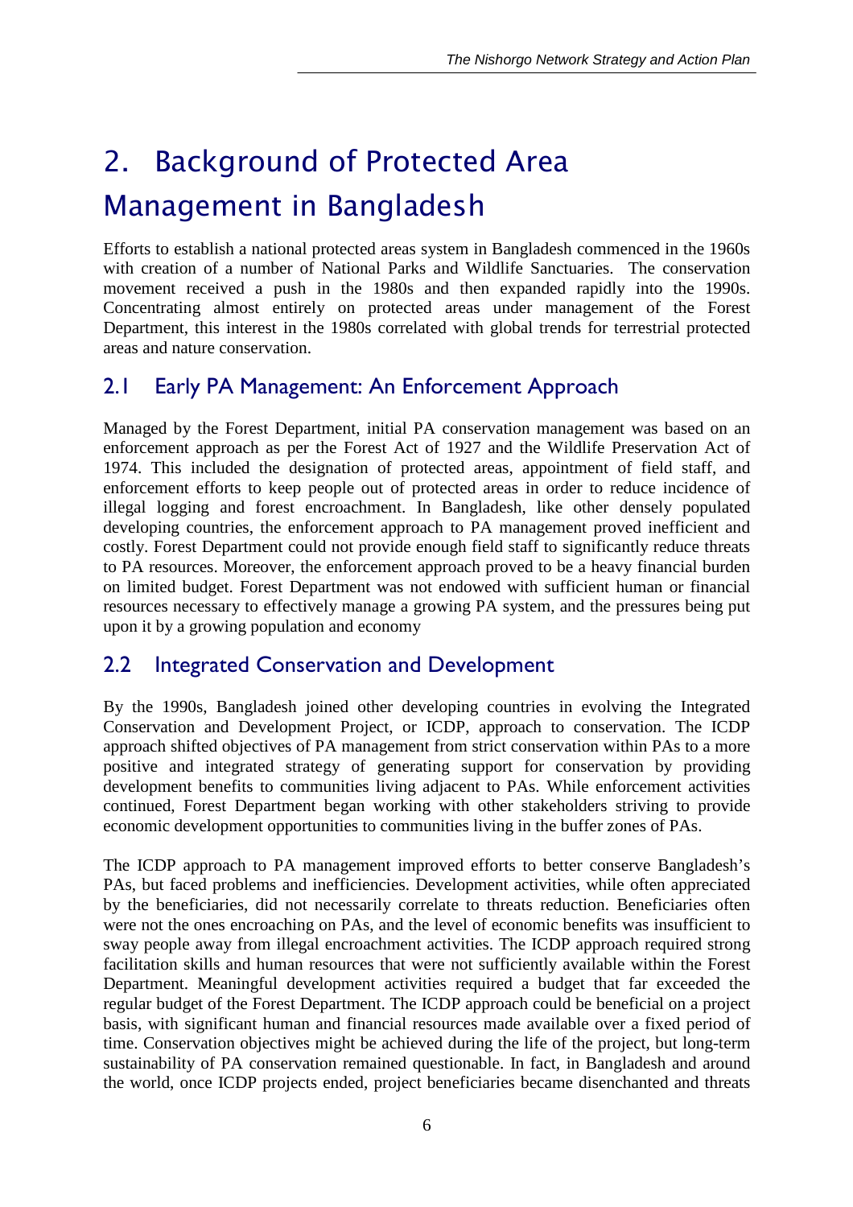# 2. Background of Protected Area Management in Bangladesh

Efforts to establish a national protected areas system in Bangladesh commenced in the 1960s with creation of a number of National Parks and Wildlife Sanctuaries. The conservation movement received a push in the 1980s and then expanded rapidly into the 1990s. Concentrating almost entirely on protected areas under management of the Forest Department, this interest in the 1980s correlated with global trends for terrestrial protected areas and nature conservation.

## 2.1 Early PA Management: An Enforcement Approach

Managed by the Forest Department, initial PA conservation management was based on an enforcement approach as per the Forest Act of 1927 and the Wildlife Preservation Act of 1974. This included the designation of protected areas, appointment of field staff, and enforcement efforts to keep people out of protected areas in order to reduce incidence of illegal logging and forest encroachment. In Bangladesh, like other densely populated developing countries, the enforcement approach to PA management proved inefficient and costly. Forest Department could not provide enough field staff to significantly reduce threats to PA resources. Moreover, the enforcement approach proved to be a heavy financial burden on limited budget. Forest Department was not endowed with sufficient human or financial resources necessary to effectively manage a growing PA system, and the pressures being put upon it by a growing population and economy

## 2.2 Integrated Conservation and Development

By the 1990s, Bangladesh joined other developing countries in evolving the Integrated Conservation and Development Project, or ICDP, approach to conservation. The ICDP approach shifted objectives of PA management from strict conservation within PAs to a more positive and integrated strategy of generating support for conservation by providing development benefits to communities living adjacent to PAs. While enforcement activities continued, Forest Department began working with other stakeholders striving to provide economic development opportunities to communities living in the buffer zones of PAs.

The ICDP approach to PA management improved efforts to better conserve Bangladesh's PAs, but faced problems and inefficiencies. Development activities, while often appreciated by the beneficiaries, did not necessarily correlate to threats reduction. Beneficiaries often were not the ones encroaching on PAs, and the level of economic benefits was insufficient to sway people away from illegal encroachment activities. The ICDP approach required strong facilitation skills and human resources that were not sufficiently available within the Forest Department. Meaningful development activities required a budget that far exceeded the regular budget of the Forest Department. The ICDP approach could be beneficial on a project basis, with significant human and financial resources made available over a fixed period of time. Conservation objectives might be achieved during the life of the project, but long-term sustainability of PA conservation remained questionable. In fact, in Bangladesh and around the world, once ICDP projects ended, project beneficiaries became disenchanted and threats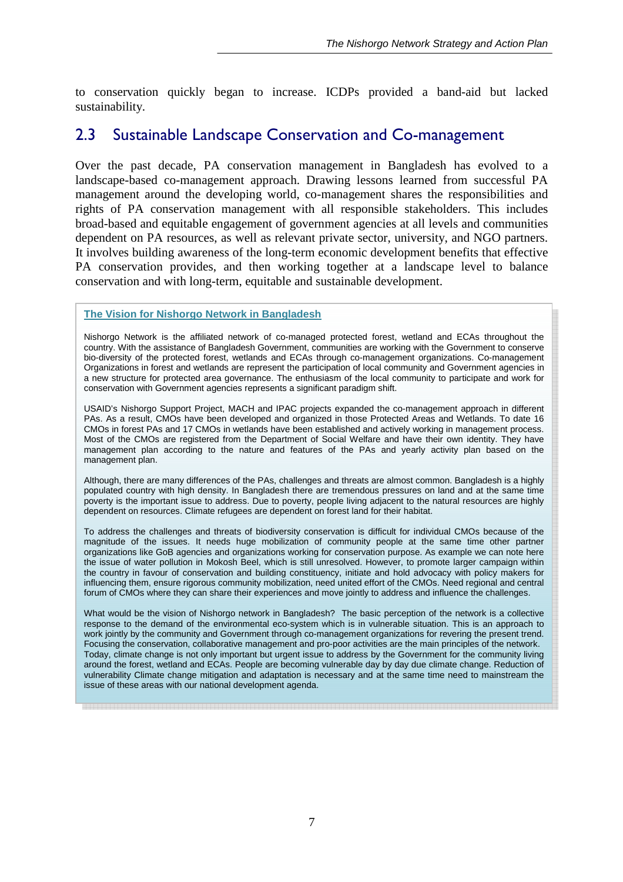to conservation quickly began to increase. ICDPs provided a band-aid but lacked sustainability.

## 2.3 Sustainable Landscape Conservation and Co-management

Over the past decade, PA conservation management in Bangladesh has evolved to a landscape-based co-management approach. Drawing lessons learned from successful PA management around the developing world, co-management shares the responsibilities and rights of PA conservation management with all responsible stakeholders. This includes broad-based and equitable engagement of government agencies at all levels and communities dependent on PA resources, as well as relevant private sector, university, and NGO partners. It involves building awareness of the long-term economic development benefits that effective PA conservation provides, and then working together at a landscape level to balance conservation and with long-term, equitable and sustainable development.

**The Vision for Nishorgo Network in Bangladesh**

Nishorgo Network is the affiliated network of co-managed protected forest, wetland and ECAs throughout the country. With the assistance of Bangladesh Government, communities are working with the Government to conserve bio-diversity of the protected forest, wetlands and ECAs through co-management organizations. Co-management Organizations in forest and wetlands are represent the participation of local community and Government agencies in a new structure for protected area governance. The enthusiasm of the local community to participate and work for conservation with Government agencies represents a significant paradigm shift.

USAID's Nishorgo Support Project, MACH and IPAC projects expanded the co-management approach in different PAs. As a result, CMOs have been developed and organized in those Protected Areas and Wetlands. To date 16 CMOs in forest PAs and 17 CMOs in wetlands have been established and actively working in management process. Most of the CMOs are registered from the Department of Social Welfare and have their own identity. They have management plan according to the nature and features of the PAs and yearly activity plan based on the management plan.

Although, there are many differences of the PAs, challenges and threats are almost common. Bangladesh is a highly populated country with high density. In Bangladesh there are tremendous pressures on land and at the same time poverty is the important issue to address. Due to poverty, people living adjacent to the natural resources are highly dependent on resources. Climate refugees are dependent on forest land for their habitat.

To address the challenges and threats of biodiversity conservation is difficult for individual CMOs because of the magnitude of the issues. It needs huge mobilization of community people at the same time other partner organizations like GoB agencies and organizations working for conservation purpose. As example we can note here the issue of water pollution in Mokosh Beel, which is still unresolved. However, to promote larger campaign within the country in favour of conservation and building constituency, initiate and hold advocacy with policy makers for influencing them, ensure rigorous community mobilization, need united effort of the CMOs. Need regional and central forum of CMOs where they can share their experiences and move jointly to address and influence the challenges.

What would be the vision of Nishorgo network in Bangladesh? The basic perception of the network is a collective response to the demand of the environmental eco-system which is in vulnerable situation. This is an approach to work jointly by the community and Government through co-management organizations for revering the present trend. Focusing the conservation, collaborative management and pro-poor activities are the main principles of the network. Today, climate change is not only important but urgent issue to address by the Government for the community living around the forest, wetland and ECAs. People are becoming vulnerable day by day due climate change. Reduction of vulnerability Climate change mitigation and adaptation is necessary and at the same time need to mainstream the issue of these areas with our national development agenda.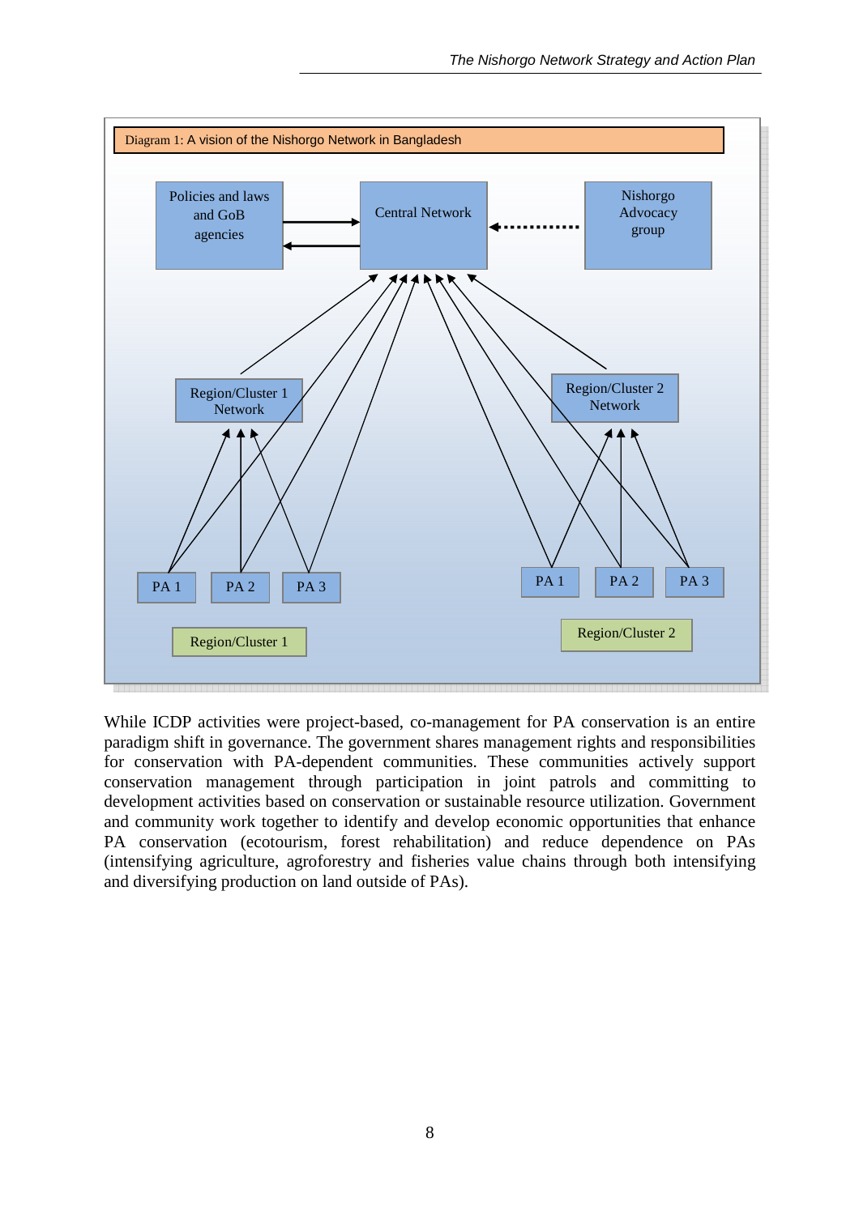Diagram 1: A vision of the Nishorgo Network in Bangladesh

Policies and laws and GoB agencies

Central Network

Nishorgo Advocacy group

Region/Cluster 1 Network

Region/Cluster 2 Network

PA 1 PA 2 PA 3

PA 1 PA 2 PA 3

Region/Cluster 1

Region/Cluster 2

While ICDP activities were project-based, co-management for PA conservation is an entire paradigm shift in governance. The government shares management rights and responsibilities for conservation with PA-dependent communities. These communities actively support conservation management through participation in joint patrols and committing to development activities based on conservation or sustainable resource utilization. Government and community work together to identify and develop economic opportunities that enhance PA conservation (ecotourism, forest rehabilitation) and reduce dependence on PAs (intensifying agriculture, agroforestry and fisheries value chains through both intensifying and diversifying production on land outside of PAs).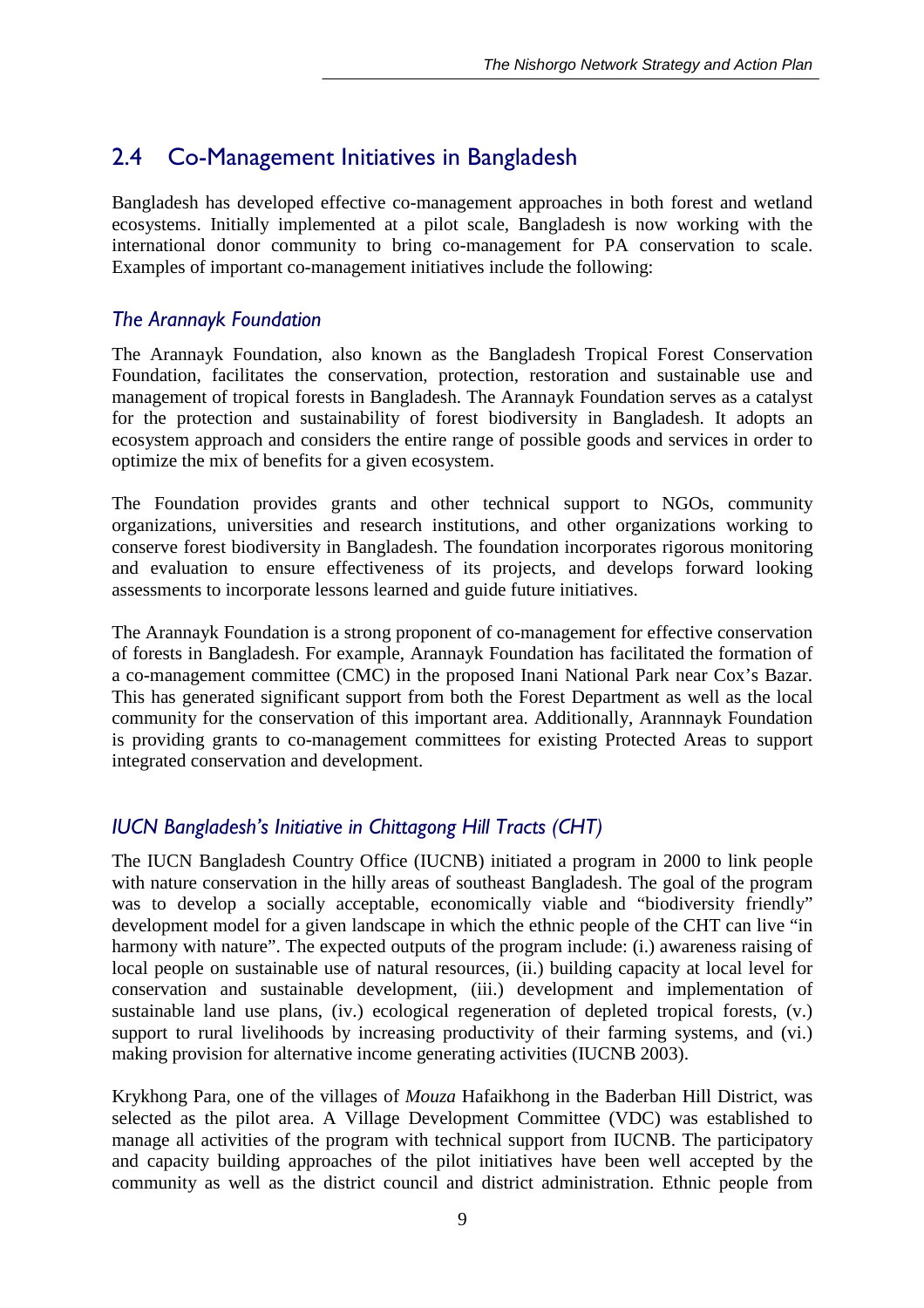## 2.4 Co-Management Initiatives in Bangladesh

Bangladesh has developed effective co-management approaches in both forest and wetland ecosystems. Initially implemented at a pilot scale, Bangladesh is now working with the international donor community to bring co-management for PA conservation to scale. Examples of important co-management initiatives include the following:

### *The Arannayk Foundation*

The Arannayk Foundation, also known as the Bangladesh Tropical Forest Conservation Foundation, facilitates the conservation, protection, restoration and sustainable use and management of tropical forests in Bangladesh. The Arannayk Foundation serves as a catalyst for the protection and sustainability of forest biodiversity in Bangladesh. It adopts an ecosystem approach and considers the entire range of possible goods and services in order to optimize the mix of benefits for a given ecosystem.

The Foundation provides grants and other technical support to NGOs, community organizations, universities and research institutions, and other organizations working to conserve forest biodiversity in Bangladesh. The foundation incorporates rigorous monitoring and evaluation to ensure effectiveness of its projects, and develops forward looking assessments to incorporate lessons learned and guide future initiatives.

The Arannayk Foundation is a strong proponent of co-management for effective conservation of forests in Bangladesh. For example, Arannayk Foundation has facilitated the formation of a co-management committee (CMC) in the proposed Inani National Park near Cox's Bazar. This has generated significant support from both the Forest Department as well as the local community for the conservation of this important area. Additionally, Arannnayk Foundation is providing grants to co-management committees for existing Protected Areas to support integrated conservation and development.

### *IUCN Bangladesh's Initiative in Chittagong Hill Tracts (CHT)*

The IUCN Bangladesh Country Office (IUCNB) initiated a program in 2000 to link people with nature conservation in the hilly areas of southeast Bangladesh. The goal of the program was to develop a socially acceptable, economically viable and "biodiversity friendly" development model for a given landscape in which the ethnic people of the CHT can live "in harmony with nature". The expected outputs of the program include: (i.) awareness raising of local people on sustainable use of natural resources, (ii.) building capacity at local level for conservation and sustainable development, (iii.) development and implementation of sustainable land use plans, (iv.) ecological regeneration of depleted tropical forests, (v.) support to rural livelihoods by increasing productivity of their farming systems, and (vi.) making provision for alternative income generating activities (IUCNB 2003).

Krykhong Para, one of the villages of *Mouza* Hafaikhong in the Baderban Hill District, was selected as the pilot area. A Village Development Committee (VDC) was established to manage all activities of the program with technical support from IUCNB. The participatory and capacity building approaches of the pilot initiatives have been well accepted by the community as well as the district council and district administration. Ethnic people from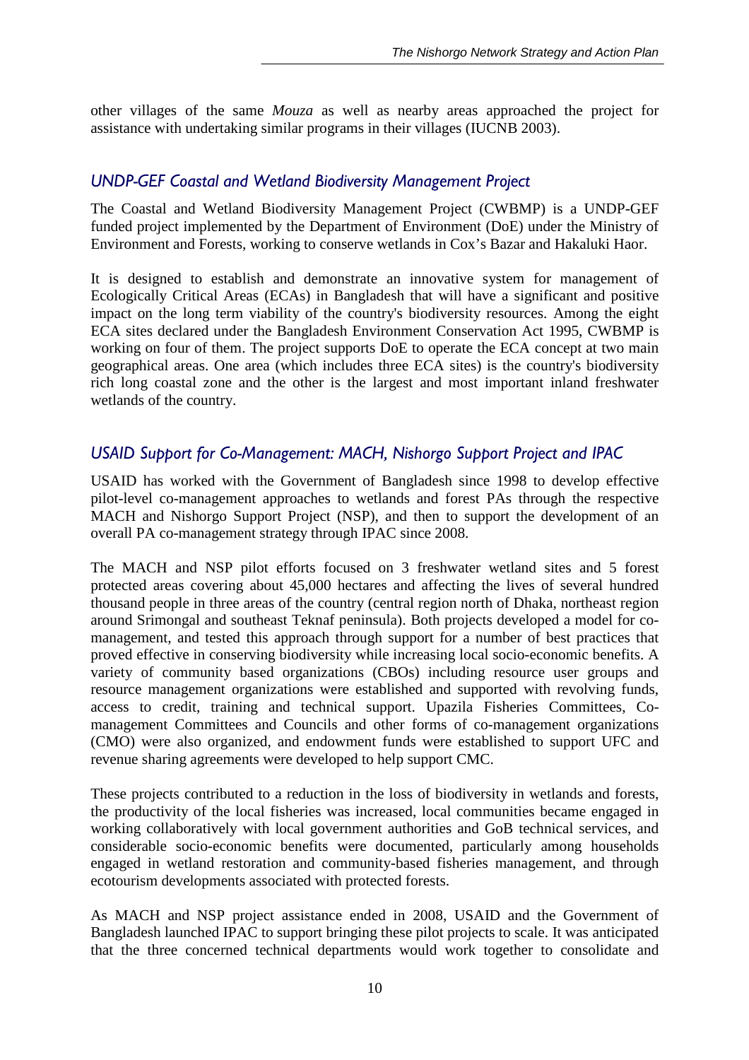other villages of the same *Mouza* as well as nearby areas approached the project for assistance with undertaking similar programs in their villages (IUCNB 2003).

### *UNDP-GEF Coastal and Wetland Biodiversity Management Project*

The Coastal and Wetland Biodiversity Management Project (CWBMP) is a UNDP-GEF funded project implemented by the Department of Environment (DoE) under the Ministry of Environment and Forests, working to conserve wetlands in Cox's Bazar and Hakaluki Haor.

It is designed to establish and demonstrate an innovative system for management of Ecologically Critical Areas (ECAs) in Bangladesh that will have a significant and positive impact on the long term viability of the country's biodiversity resources. Among the eight ECA sites declared under the Bangladesh Environment Conservation Act 1995, CWBMP is working on four of them. The project supports DoE to operate the ECA concept at two main geographical areas. One area (which includes three ECA sites) is the country's biodiversity rich long coastal zone and the other is the largest and most important inland freshwater wetlands of the country.

### *USAID Support for Co-Management: MACH, Nishorgo Support Project and IPAC*

USAID has worked with the Government of Bangladesh since 1998 to develop effective pilot-level co-management approaches to wetlands and forest PAs through the respective MACH and Nishorgo Support Project (NSP), and then to support the development of an overall PA co-management strategy through IPAC since 2008.

The MACH and NSP pilot efforts focused on 3 freshwater wetland sites and 5 forest protected areas covering about 45,000 hectares and affecting the lives of several hundred thousand people in three areas of the country (central region north of Dhaka, northeast region around Srimongal and southeast Teknaf peninsula). Both projects developed a model for co-management, and tested this approach through support for a number of best practices that proved effective in conserving biodiversity while increasing local socio-economic benefits. A variety of community based organizations (CBOs) including resource user groups and resource management organizations were established and supported with revolving funds, access to credit, training and technical support. Upazila Fisheries Committees, Co-management Committees and Councils and other forms of co-management organizations (CMO) were also organized, and endowment funds were established to support UFC and revenue sharing agreements were developed to help support CMC.

These projects contributed to a reduction in the loss of biodiversity in wetlands and forests, the productivity of the local fisheries was increased, local communities became engaged in working collaboratively with local government authorities and GoB technical services, and considerable socio-economic benefits were documented, particularly among households engaged in wetland restoration and community-based fisheries management, and through ecotourism developments associated with protected forests.

As MACH and NSP project assistance ended in 2008, USAID and the Government of Bangladesh launched IPAC to support bringing these pilot projects to scale. It was anticipated that the three concerned technical departments would work together to consolidate and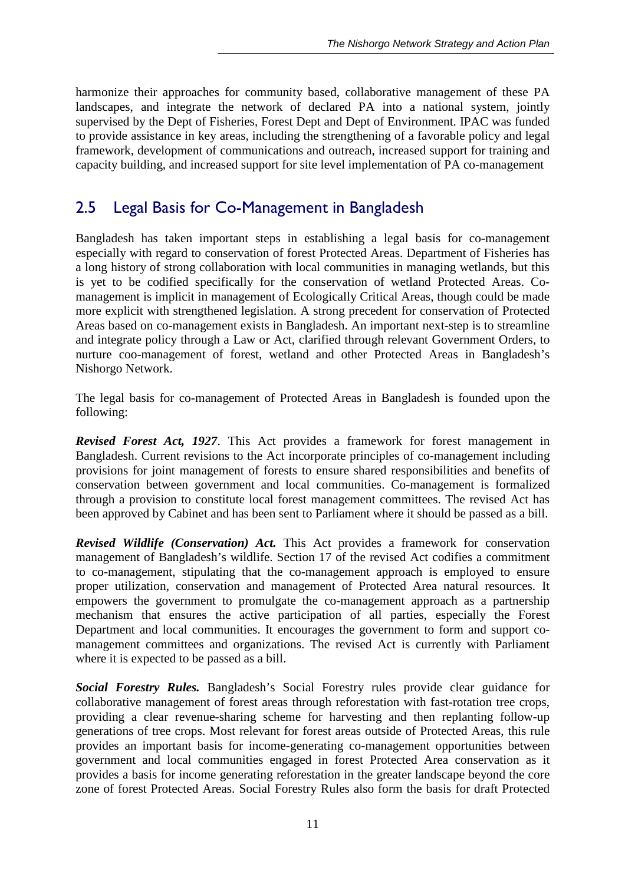harmonize their approaches for community based, collaborative management of these PA landscapes, and integrate the network of declared PA into a national system, jointly supervised by the Dept of Fisheries, Forest Dept and Dept of Environment. IPAC was funded to provide assistance in key areas, including the strengthening of a favorable policy and legal framework, development of communications and outreach, increased support for training and capacity building, and increased support for site level implementation of PA co-management

## 2.5 Legal Basis for Co-Management in Bangladesh

Bangladesh has taken important steps in establishing a legal basis for co-management especially with regard to conservation of forest Protected Areas. Department of Fisheries has a long history of strong collaboration with local communities in managing wetlands, but this is yet to be codified specifically for the conservation of wetland Protected Areas. Co-management is implicit in management of Ecologically Critical Areas, though could be made more explicit with strengthened legislation. A strong precedent for conservation of Protected Areas based on co-management exists in Bangladesh. An important next-step is to streamline and integrate policy through a Law or Act, clarified through relevant Government Orders, to nurture coo-management of forest, wetland and other Protected Areas in Bangladesh's Nishorgo Network.

The legal basis for co-management of Protected Areas in Bangladesh is founded upon the following:

***Revised Forest Act, 1927***. This Act provides a framework for forest management in Bangladesh. Current revisions to the Act incorporate principles of co-management including provisions for joint management of forests to ensure shared responsibilities and benefits of conservation between government and local communities. Co-management is formalized through a provision to constitute local forest management committees. The revised Act has been approved by Cabinet and has been sent to Parliament where it should be passed as a bill.

***Revised Wildlife (Conservation) Act.*** This Act provides a framework for conservation management of Bangladesh's wildlife. Section 17 of the revised Act codifies a commitment to co-management, stipulating that the co-management approach is employed to ensure proper utilization, conservation and management of Protected Area natural resources. It empowers the government to promulgate the co-management approach as a partnership mechanism that ensures the active participation of all parties, especially the Forest Department and local communities. It encourages the government to form and support co-management committees and organizations. The revised Act is currently with Parliament where it is expected to be passed as a bill.

***Social Forestry Rules.*** Bangladesh's Social Forestry rules provide clear guidance for collaborative management of forest areas through reforestation with fast-rotation tree crops, providing a clear revenue-sharing scheme for harvesting and then replanting follow-up generations of tree crops. Most relevant for forest areas outside of Protected Areas, this rule provides an important basis for income-generating co-management opportunities between government and local communities engaged in forest Protected Area conservation as it provides a basis for income generating reforestation in the greater landscape beyond the core zone of forest Protected Areas. Social Forestry Rules also form the basis for draft Protected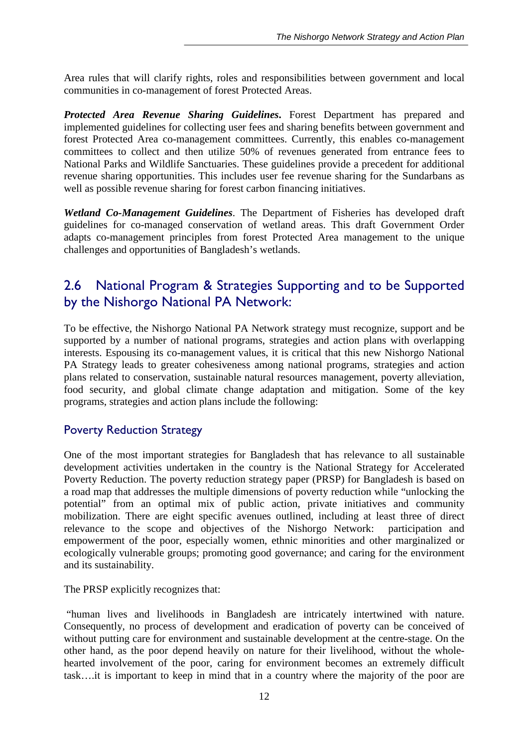Area rules that will clarify rights, roles and responsibilities between government and local communities in co-management of forest Protected Areas.

***Protected Area Revenue Sharing Guidelines.*** Forest Department has prepared and implemented guidelines for collecting user fees and sharing benefits between government and forest Protected Area co-management committees. Currently, this enables co-management committees to collect and then utilize 50% of revenues generated from entrance fees to National Parks and Wildlife Sanctuaries. These guidelines provide a precedent for additional revenue sharing opportunities. This includes user fee revenue sharing for the Sundarbans as well as possible revenue sharing for forest carbon financing initiatives.

***Wetland Co-Management Guidelines***. The Department of Fisheries has developed draft guidelines for co-managed conservation of wetland areas. This draft Government Order adapts co-management principles from forest Protected Area management to the unique challenges and opportunities of Bangladesh's wetlands.

## 2.6 National Program & Strategies Supporting and to be Supported by the Nishorgo National PA Network:

To be effective, the Nishorgo National PA Network strategy must recognize, support and be supported by a number of national programs, strategies and action plans with overlapping interests. Espousing its co-management values, it is critical that this new Nishorgo National PA Strategy leads to greater cohesiveness among national programs, strategies and action plans related to conservation, sustainable natural resources management, poverty alleviation, food security, and global climate change adaptation and mitigation. Some of the key programs, strategies and action plans include the following:

### Poverty Reduction Strategy

One of the most important strategies for Bangladesh that has relevance to all sustainable development activities undertaken in the country is the National Strategy for Accelerated Poverty Reduction. The poverty reduction strategy paper (PRSP) for Bangladesh is based on a road map that addresses the multiple dimensions of poverty reduction while "unlocking the potential" from an optimal mix of public action, private initiatives and community mobilization. There are eight specific avenues outlined, including at least three of direct relevance to the scope and objectives of the Nishorgo Network: participation and empowerment of the poor, especially women, ethnic minorities and other marginalized or ecologically vulnerable groups; promoting good governance; and caring for the environment and its sustainability.

The PRSP explicitly recognizes that:

"human lives and livelihoods in Bangladesh are intricately intertwined with nature. Consequently, no process of development and eradication of poverty can be conceived of without putting care for environment and sustainable development at the centre-stage. On the other hand, as the poor depend heavily on nature for their livelihood, without the whole-hearted involvement of the poor, caring for environment becomes an extremely difficult task….it is important to keep in mind that in a country where the majority of the poor are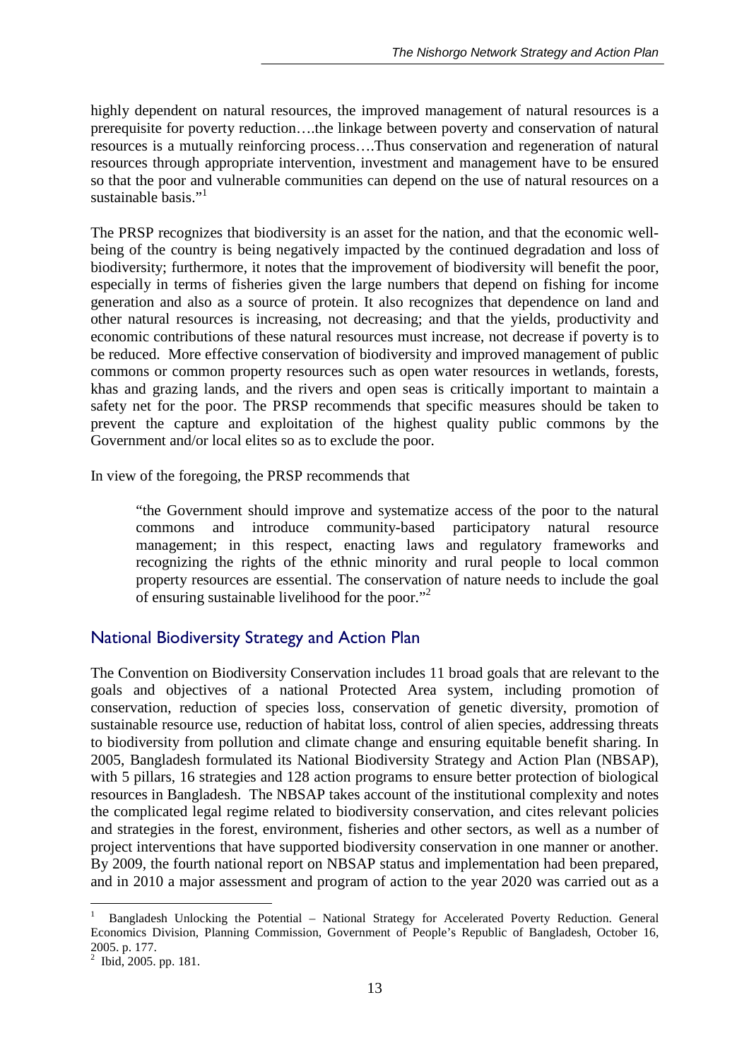highly dependent on natural resources, the improved management of natural resources is a prerequisite for poverty reduction….the linkage between poverty and conservation of natural resources is a mutually reinforcing process….Thus conservation and regeneration of natural resources through appropriate intervention, investment and management have to be ensured so that the poor and vulnerable communities can depend on the use of natural resources on a sustainable basis."[1]

The PRSP recognizes that biodiversity is an asset for the nation, and that the economic well-being of the country is being negatively impacted by the continued degradation and loss of biodiversity; furthermore, it notes that the improvement of biodiversity will benefit the poor, especially in terms of fisheries given the large numbers that depend on fishing for income generation and also as a source of protein. It also recognizes that dependence on land and other natural resources is increasing, not decreasing; and that the yields, productivity and economic contributions of these natural resources must increase, not decrease if poverty is to be reduced. More effective conservation of biodiversity and improved management of public commons or common property resources such as open water resources in wetlands, forests, khas and grazing lands, and the rivers and open seas is critically important to maintain a safety net for the poor. The PRSP recommends that specific measures should be taken to prevent the capture and exploitation of the highest quality public commons by the Government and/or local elites so as to exclude the poor.

In view of the foregoing, the PRSP recommends that

> "the Government should improve and systematize access of the poor to the natural commons and introduce community-based participatory natural resource management; in this respect, enacting laws and regulatory frameworks and recognizing the rights of the ethnic minority and rural people to local common property resources are essential. The conservation of nature needs to include the goal of ensuring sustainable livelihood for the poor."[2]

## National Biodiversity Strategy and Action Plan

The Convention on Biodiversity Conservation includes 11 broad goals that are relevant to the goals and objectives of a national Protected Area system, including promotion of conservation, reduction of species loss, conservation of genetic diversity, promotion of sustainable resource use, reduction of habitat loss, control of alien species, addressing threats to biodiversity from pollution and climate change and ensuring equitable benefit sharing. In 2005, Bangladesh formulated its National Biodiversity Strategy and Action Plan (NBSAP), with 5 pillars, 16 strategies and 128 action programs to ensure better protection of biological resources in Bangladesh. The NBSAP takes account of the institutional complexity and notes the complicated legal regime related to biodiversity conservation, and cites relevant policies and strategies in the forest, environment, fisheries and other sectors, as well as a number of project interventions that have supported biodiversity conservation in one manner or another. By 2009, the fourth national report on NBSAP status and implementation had been prepared, and in 2010 a major assessment and program of action to the year 2020 was carried out as a

---

[1] Bangladesh Unlocking the Potential – National Strategy for Accelerated Poverty Reduction. General Economics Division, Planning Commission, Government of People's Republic of Bangladesh, October 16, 2005. p. 177.

[2] Ibid, 2005. pp. 181.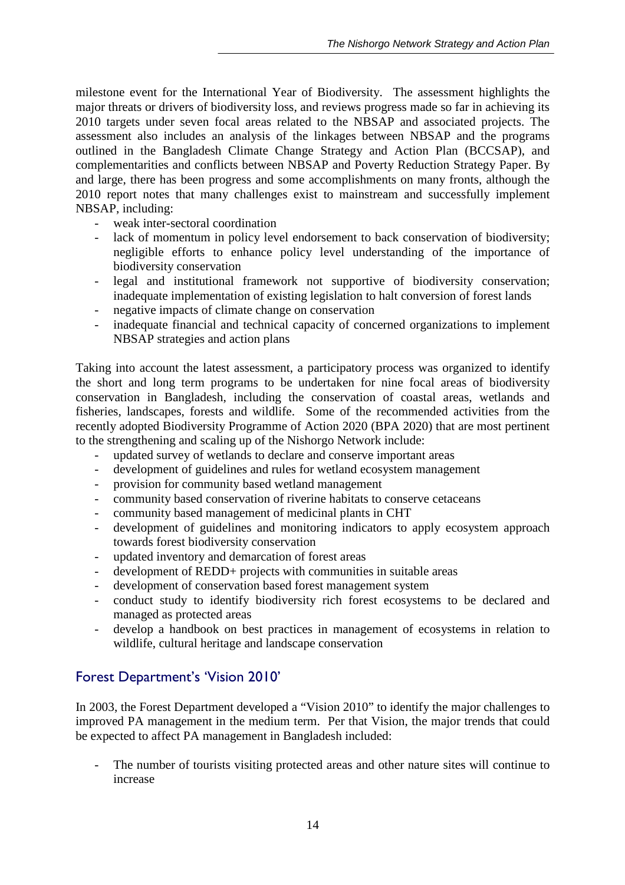milestone event for the International Year of Biodiversity. The assessment highlights the major threats or drivers of biodiversity loss, and reviews progress made so far in achieving its 2010 targets under seven focal areas related to the NBSAP and associated projects. The assessment also includes an analysis of the linkages between NBSAP and the programs outlined in the Bangladesh Climate Change Strategy and Action Plan (BCCSAP), and complementarities and conflicts between NBSAP and Poverty Reduction Strategy Paper. By and large, there has been progress and some accomplishments on many fronts, although the 2010 report notes that many challenges exist to mainstream and successfully implement NBSAP, including:

- weak inter-sectoral coordination
- lack of momentum in policy level endorsement to back conservation of biodiversity; negligible efforts to enhance policy level understanding of the importance of biodiversity conservation
- legal and institutional framework not supportive of biodiversity conservation; inadequate implementation of existing legislation to halt conversion of forest lands
- negative impacts of climate change on conservation
- inadequate financial and technical capacity of concerned organizations to implement NBSAP strategies and action plans

Taking into account the latest assessment, a participatory process was organized to identify the short and long term programs to be undertaken for nine focal areas of biodiversity conservation in Bangladesh, including the conservation of coastal areas, wetlands and fisheries, landscapes, forests and wildlife. Some of the recommended activities from the recently adopted Biodiversity Programme of Action 2020 (BPA 2020) that are most pertinent to the strengthening and scaling up of the Nishorgo Network include:

- updated survey of wetlands to declare and conserve important areas
- development of guidelines and rules for wetland ecosystem management
- provision for community based wetland management
- community based conservation of riverine habitats to conserve cetaceans
- community based management of medicinal plants in CHT
- development of guidelines and monitoring indicators to apply ecosystem approach towards forest biodiversity conservation
- updated inventory and demarcation of forest areas
- development of REDD+ projects with communities in suitable areas
- development of conservation based forest management system
- conduct study to identify biodiversity rich forest ecosystems to be declared and managed as protected areas
- develop a handbook on best practices in management of ecosystems in relation to wildlife, cultural heritage and landscape conservation

## Forest Department's 'Vision 2010'

In 2003, the Forest Department developed a "Vision 2010" to identify the major challenges to improved PA management in the medium term. Per that Vision, the major trends that could be expected to affect PA management in Bangladesh included:

- The number of tourists visiting protected areas and other nature sites will continue to increase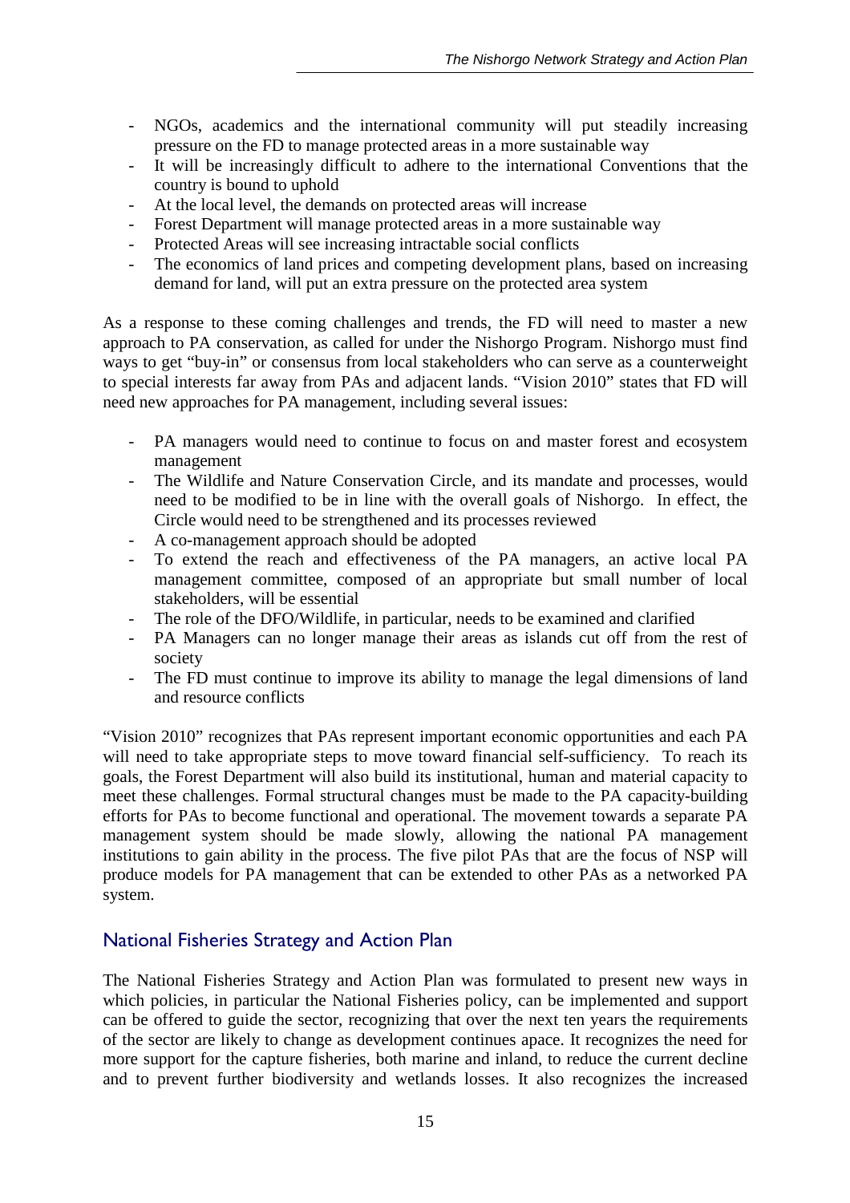- NGOs, academics and the international community will put steadily increasing pressure on the FD to manage protected areas in a more sustainable way
- It will be increasingly difficult to adhere to the international Conventions that the country is bound to uphold
- At the local level, the demands on protected areas will increase
- Forest Department will manage protected areas in a more sustainable way
- Protected Areas will see increasing intractable social conflicts
- The economics of land prices and competing development plans, based on increasing demand for land, will put an extra pressure on the protected area system

As a response to these coming challenges and trends, the FD will need to master a new approach to PA conservation, as called for under the Nishorgo Program. Nishorgo must find ways to get "buy-in" or consensus from local stakeholders who can serve as a counterweight to special interests far away from PAs and adjacent lands. "Vision 2010" states that FD will need new approaches for PA management, including several issues:

- PA managers would need to continue to focus on and master forest and ecosystem management
- The Wildlife and Nature Conservation Circle, and its mandate and processes, would need to be modified to be in line with the overall goals of Nishorgo. In effect, the Circle would need to be strengthened and its processes reviewed
- A co-management approach should be adopted
- To extend the reach and effectiveness of the PA managers, an active local PA management committee, composed of an appropriate but small number of local stakeholders, will be essential
- The role of the DFO/Wildlife, in particular, needs to be examined and clarified
- PA Managers can no longer manage their areas as islands cut off from the rest of society
- The FD must continue to improve its ability to manage the legal dimensions of land and resource conflicts

"Vision 2010" recognizes that PAs represent important economic opportunities and each PA will need to take appropriate steps to move toward financial self-sufficiency. To reach its goals, the Forest Department will also build its institutional, human and material capacity to meet these challenges. Formal structural changes must be made to the PA capacity-building efforts for PAs to become functional and operational. The movement towards a separate PA management system should be made slowly, allowing the national PA management institutions to gain ability in the process. The five pilot PAs that are the focus of NSP will produce models for PA management that can be extended to other PAs as a networked PA system.

## National Fisheries Strategy and Action Plan

The National Fisheries Strategy and Action Plan was formulated to present new ways in which policies, in particular the National Fisheries policy, can be implemented and support can be offered to guide the sector, recognizing that over the next ten years the requirements of the sector are likely to change as development continues apace. It recognizes the need for more support for the capture fisheries, both marine and inland, to reduce the current decline and to prevent further biodiversity and wetlands losses. It also recognizes the increased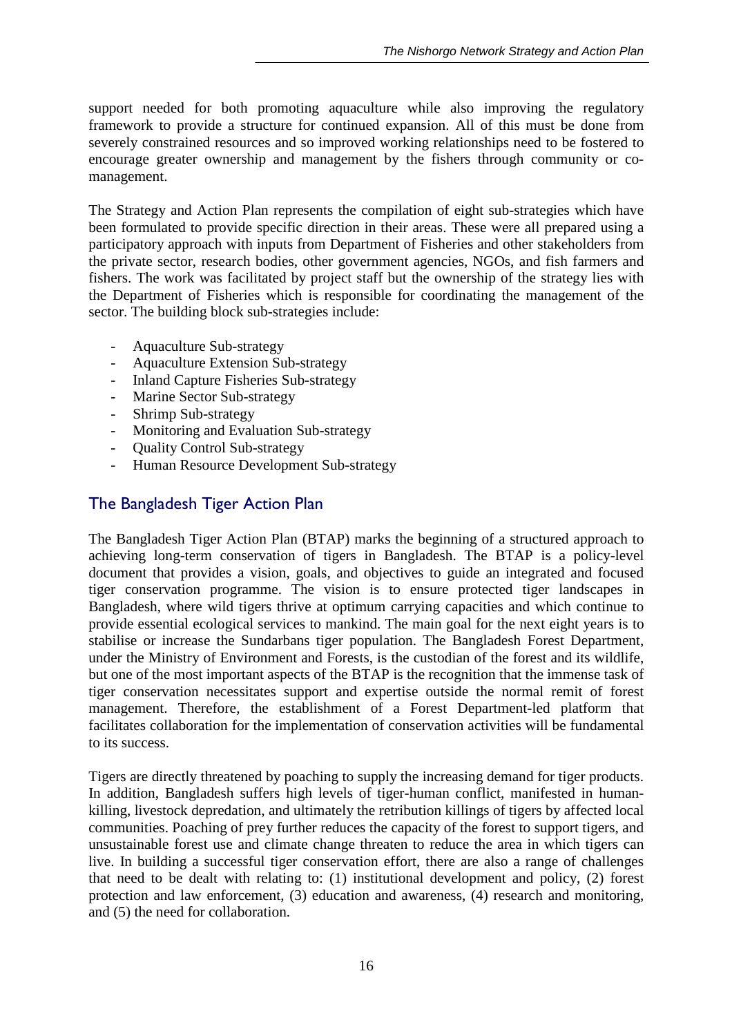support needed for both promoting aquaculture while also improving the regulatory framework to provide a structure for continued expansion. All of this must be done from severely constrained resources and so improved working relationships need to be fostered to encourage greater ownership and management by the fishers through community or co-management.

The Strategy and Action Plan represents the compilation of eight sub-strategies which have been formulated to provide specific direction in their areas. These were all prepared using a participatory approach with inputs from Department of Fisheries and other stakeholders from the private sector, research bodies, other government agencies, NGOs, and fish farmers and fishers. The work was facilitated by project staff but the ownership of the strategy lies with the Department of Fisheries which is responsible for coordinating the management of the sector. The building block sub-strategies include:

- Aquaculture Sub-strategy
- Aquaculture Extension Sub-strategy
- Inland Capture Fisheries Sub-strategy
- Marine Sector Sub-strategy
- Shrimp Sub-strategy
- Monitoring and Evaluation Sub-strategy
- Quality Control Sub-strategy
- Human Resource Development Sub-strategy

## The Bangladesh Tiger Action Plan

The Bangladesh Tiger Action Plan (BTAP) marks the beginning of a structured approach to achieving long-term conservation of tigers in Bangladesh. The BTAP is a policy-level document that provides a vision, goals, and objectives to guide an integrated and focused tiger conservation programme. The vision is to ensure protected tiger landscapes in Bangladesh, where wild tigers thrive at optimum carrying capacities and which continue to provide essential ecological services to mankind. The main goal for the next eight years is to stabilise or increase the Sundarbans tiger population. The Bangladesh Forest Department, under the Ministry of Environment and Forests, is the custodian of the forest and its wildlife, but one of the most important aspects of the BTAP is the recognition that the immense task of tiger conservation necessitates support and expertise outside the normal remit of forest management. Therefore, the establishment of a Forest Department-led platform that facilitates collaboration for the implementation of conservation activities will be fundamental to its success.

Tigers are directly threatened by poaching to supply the increasing demand for tiger products. In addition, Bangladesh suffers high levels of tiger-human conflict, manifested in human-killing, livestock depredation, and ultimately the retribution killings of tigers by affected local communities. Poaching of prey further reduces the capacity of the forest to support tigers, and unsustainable forest use and climate change threaten to reduce the area in which tigers can live. In building a successful tiger conservation effort, there are also a range of challenges that need to be dealt with relating to: (1) institutional development and policy, (2) forest protection and law enforcement, (3) education and awareness, (4) research and monitoring, and (5) the need for collaboration.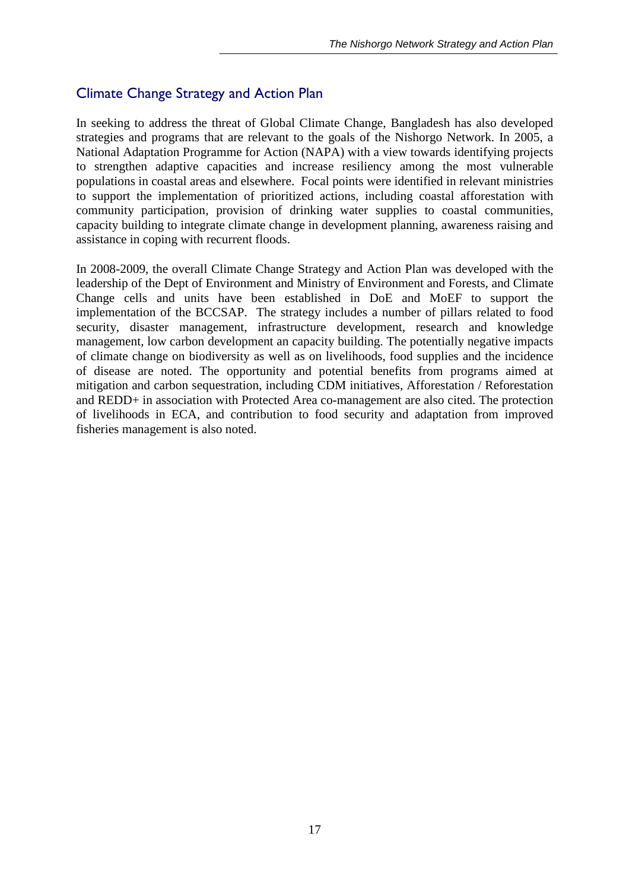## Climate Change Strategy and Action Plan

In seeking to address the threat of Global Climate Change, Bangladesh has also developed strategies and programs that are relevant to the goals of the Nishorgo Network. In 2005, a National Adaptation Programme for Action (NAPA) with a view towards identifying projects to strengthen adaptive capacities and increase resiliency among the most vulnerable populations in coastal areas and elsewhere. Focal points were identified in relevant ministries to support the implementation of prioritized actions, including coastal afforestation with community participation, provision of drinking water supplies to coastal communities, capacity building to integrate climate change in development planning, awareness raising and assistance in coping with recurrent floods.

In 2008-2009, the overall Climate Change Strategy and Action Plan was developed with the leadership of the Dept of Environment and Ministry of Environment and Forests, and Climate Change cells and units have been established in DoE and MoEF to support the implementation of the BCCSAP. The strategy includes a number of pillars related to food security, disaster management, infrastructure development, research and knowledge management, low carbon development an capacity building. The potentially negative impacts of climate change on biodiversity as well as on livelihoods, food supplies and the incidence of disease are noted. The opportunity and potential benefits from programs aimed at mitigation and carbon sequestration, including CDM initiatives, Afforestation / Reforestation and REDD+ in association with Protected Area co-management are also cited. The protection of livelihoods in ECA, and contribution to food security and adaptation from improved fisheries management is also noted.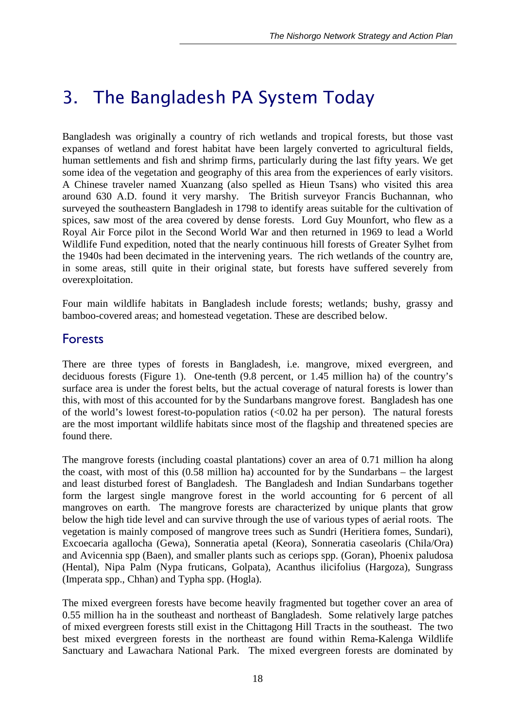# 3. The Bangladesh PA System Today

Bangladesh was originally a country of rich wetlands and tropical forests, but those vast expanses of wetland and forest habitat have been largely converted to agricultural fields, human settlements and fish and shrimp firms, particularly during the last fifty years. We get some idea of the vegetation and geography of this area from the experiences of early visitors. A Chinese traveler named Xuanzang (also spelled as Hieun Tsans) who visited this area around 630 A.D. found it very marshy. The British surveyor Francis Buchannan, who surveyed the southeastern Bangladesh in 1798 to identify areas suitable for the cultivation of spices, saw most of the area covered by dense forests. Lord Guy Mounfort, who flew as a Royal Air Force pilot in the Second World War and then returned in 1969 to lead a World Wildlife Fund expedition, noted that the nearly continuous hill forests of Greater Sylhet from the 1940s had been decimated in the intervening years. The rich wetlands of the country are, in some areas, still quite in their original state, but forests have suffered severely from overexploitation.

Four main wildlife habitats in Bangladesh include forests; wetlands; bushy, grassy and bamboo-covered areas; and homestead vegetation. These are described below.

## Forests

There are three types of forests in Bangladesh, i.e. mangrove, mixed evergreen, and deciduous forests (Figure 1). One-tenth (9.8 percent, or 1.45 million ha) of the country's surface area is under the forest belts, but the actual coverage of natural forests is lower than this, with most of this accounted for by the Sundarbans mangrove forest. Bangladesh has one of the world's lowest forest-to-population ratios (<0.02 ha per person). The natural forests are the most important wildlife habitats since most of the flagship and threatened species are found there.

The mangrove forests (including coastal plantations) cover an area of 0.71 million ha along the coast, with most of this (0.58 million ha) accounted for by the Sundarbans – the largest and least disturbed forest of Bangladesh. The Bangladesh and Indian Sundarbans together form the largest single mangrove forest in the world accounting for 6 percent of all mangroves on earth. The mangrove forests are characterized by unique plants that grow below the high tide level and can survive through the use of various types of aerial roots. The vegetation is mainly composed of mangrove trees such as Sundri (Heritiera fomes, Sundari), Excoecaria agallocha (Gewa), Sonneratia apetal (Keora), Sonneratia caseolaris (Chila/Ora) and Avicennia spp (Baen), and smaller plants such as ceriops spp. (Goran), Phoenix paludosa (Hental), Nipa Palm (Nypa fruticans, Golpata), Acanthus ilicifolius (Hargoza), Sungrass (Imperata spp., Chhan) and Typha spp. (Hogla).

The mixed evergreen forests have become heavily fragmented but together cover an area of 0.55 million ha in the southeast and northeast of Bangladesh. Some relatively large patches of mixed evergreen forests still exist in the Chittagong Hill Tracts in the southeast. The two best mixed evergreen forests in the northeast are found within Rema-Kalenga Wildlife Sanctuary and Lawachara National Park. The mixed evergreen forests are dominated by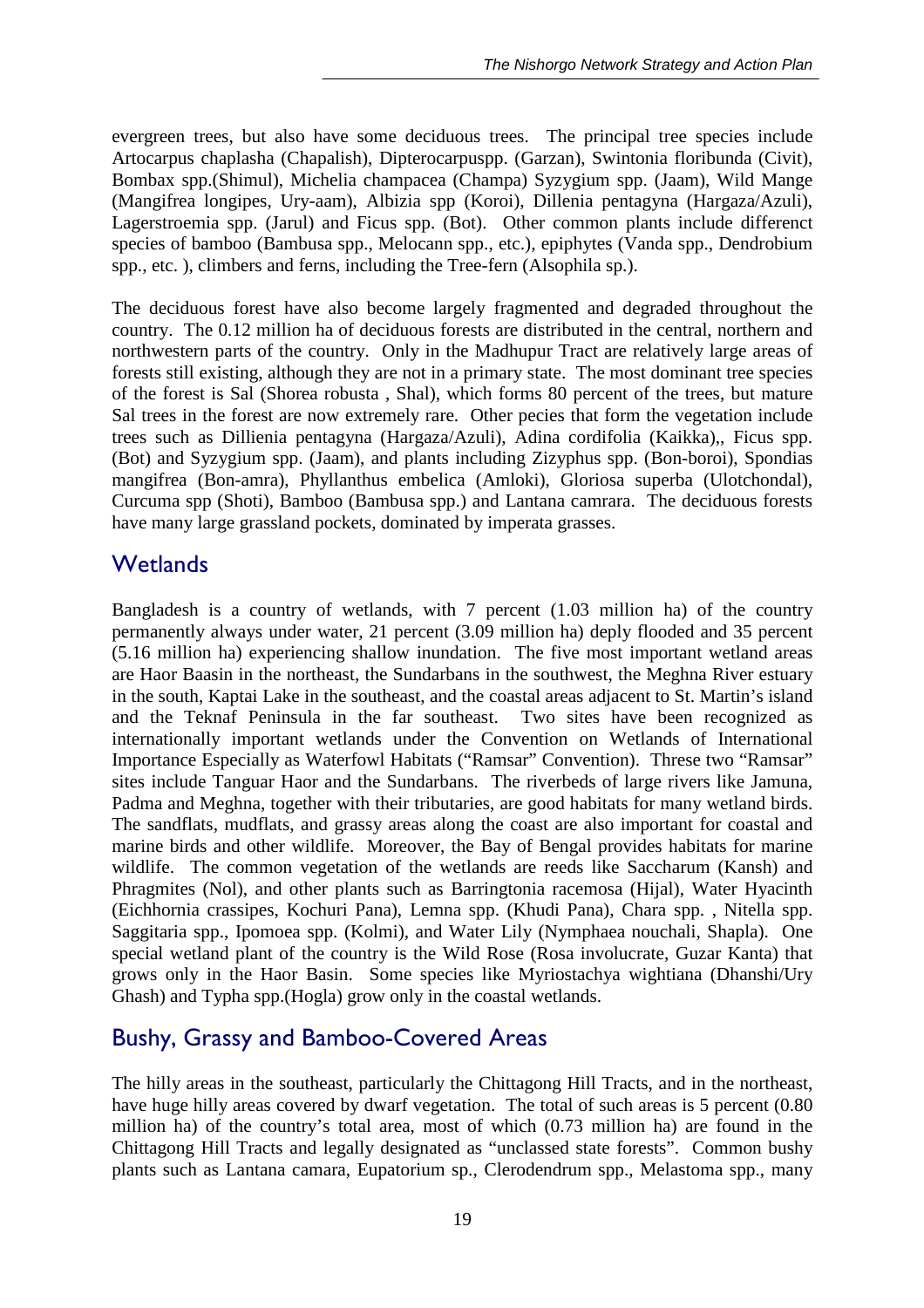evergreen trees, but also have some deciduous trees. The principal tree species include Artocarpus chaplasha (Chapalish), Dipterocarpuspp. (Garzan), Swintonia floribunda (Civit), Bombax spp.(Shimul), Michelia champacea (Champa) Syzygium spp. (Jaam), Wild Mange (Mangifrea longipes, Ury-aam), Albizia spp (Koroi), Dillenia pentagyna (Hargaza/Azuli), Lagerstroemia spp. (Jarul) and Ficus spp. (Bot). Other common plants include differenct species of bamboo (Bambusa spp., Melocann spp., etc.), epiphytes (Vanda spp., Dendrobium spp., etc. ), climbers and ferns, including the Tree-fern (Alsophila sp.).

The deciduous forest have also become largely fragmented and degraded throughout the country. The 0.12 million ha of deciduous forests are distributed in the central, northern and northwestern parts of the country. Only in the Madhupur Tract are relatively large areas of forests still existing, although they are not in a primary state. The most dominant tree species of the forest is Sal (Shorea robusta , Shal), which forms 80 percent of the trees, but mature Sal trees in the forest are now extremely rare. Other pecies that form the vegetation include trees such as Dillienia pentagyna (Hargaza/Azuli), Adina cordifolia (Kaikka),, Ficus spp. (Bot) and Syzygium spp. (Jaam), and plants including Zizyphus spp. (Bon-boroi), Spondias mangifrea (Bon-amra), Phyllanthus embelica (Amloki), Gloriosa superba (Ulotchondal), Curcuma spp (Shoti), Bamboo (Bambusa spp.) and Lantana camrara. The deciduous forests have many large grassland pockets, dominated by imperata grasses.

## Wetlands

Bangladesh is a country of wetlands, with 7 percent (1.03 million ha) of the country permanently always under water, 21 percent (3.09 million ha) deply flooded and 35 percent (5.16 million ha) experiencing shallow inundation. The five most important wetland areas are Haor Baasin in the northeast, the Sundarbans in the southwest, the Meghna River estuary in the south, Kaptai Lake in the southeast, and the coastal areas adjacent to St. Martin's island and the Teknaf Peninsula in the far southeast. Two sites have been recognized as internationally important wetlands under the Convention on Wetlands of International Importance Especially as Waterfowl Habitats ("Ramsar" Convention). Threse two "Ramsar" sites include Tanguar Haor and the Sundarbans. The riverbeds of large rivers like Jamuna, Padma and Meghna, together with their tributaries, are good habitats for many wetland birds. The sandflats, mudflats, and grassy areas along the coast are also important for coastal and marine birds and other wildlife. Moreover, the Bay of Bengal provides habitats for marine wildlife. The common vegetation of the wetlands are reeds like Saccharum (Kansh) and Phragmites (Nol), and other plants such as Barringtonia racemosa (Hijal), Water Hyacinth (Eichhornia crassipes, Kochuri Pana), Lemna spp. (Khudi Pana), Chara spp. , Nitella spp. Saggitaria spp., Ipomoea spp. (Kolmi), and Water Lily (Nymphaea nouchali, Shapla). One special wetland plant of the country is the Wild Rose (Rosa involucrate, Guzar Kanta) that grows only in the Haor Basin. Some species like Myriostachya wightiana (Dhanshi/Ury Ghash) and Typha spp.(Hogla) grow only in the coastal wetlands.

## Bushy, Grassy and Bamboo-Covered Areas

The hilly areas in the southeast, particularly the Chittagong Hill Tracts, and in the northeast, have huge hilly areas covered by dwarf vegetation. The total of such areas is 5 percent (0.80 million ha) of the country's total area, most of which (0.73 million ha) are found in the Chittagong Hill Tracts and legally designated as "unclassed state forests". Common bushy plants such as Lantana camara, Eupatorium sp., Clerodendrum spp., Melastoma spp., many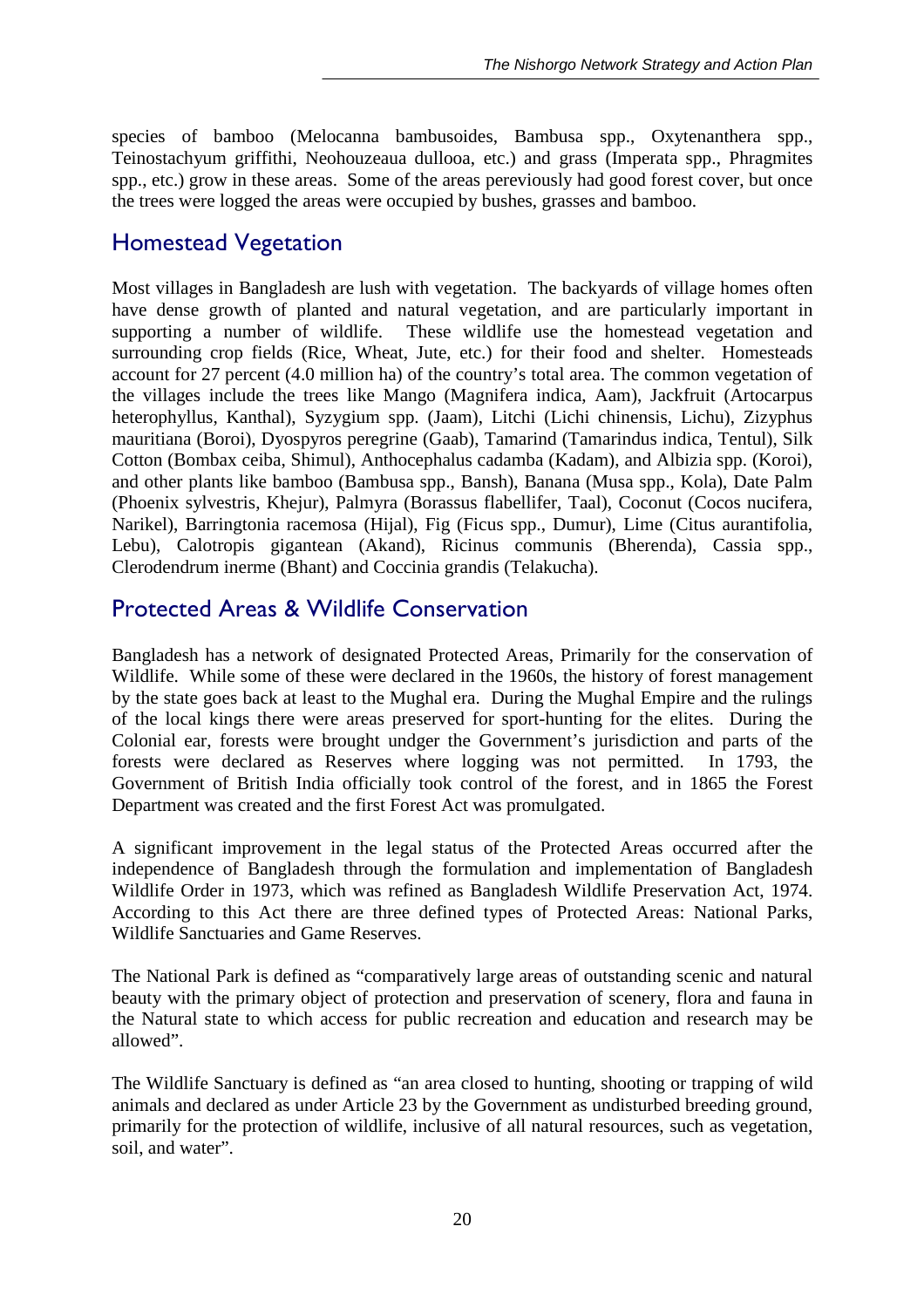species of bamboo (Melocanna bambusoides, Bambusa spp., Oxytenanthera spp., Teinostachyum griffithi, Neohouzeaua dullooa, etc.) and grass (Imperata spp., Phragmites spp., etc.) grow in these areas. Some of the areas pereviously had good forest cover, but once the trees were logged the areas were occupied by bushes, grasses and bamboo.

## Homestead Vegetation

Most villages in Bangladesh are lush with vegetation. The backyards of village homes often have dense growth of planted and natural vegetation, and are particularly important in supporting a number of wildlife. These wildlife use the homestead vegetation and surrounding crop fields (Rice, Wheat, Jute, etc.) for their food and shelter. Homesteads account for 27 percent (4.0 million ha) of the country's total area. The common vegetation of the villages include the trees like Mango (Magnifera indica, Aam), Jackfruit (Artocarpus heterophyllus, Kanthal), Syzygium spp. (Jaam), Litchi (Lichi chinensis, Lichu), Zizyphus mauritiana (Boroi), Dyospyros peregrine (Gaab), Tamarind (Tamarindus indica, Tentul), Silk Cotton (Bombax ceiba, Shimul), Anthocephalus cadamba (Kadam), and Albizia spp. (Koroi), and other plants like bamboo (Bambusa spp., Bansh), Banana (Musa spp., Kola), Date Palm (Phoenix sylvestris, Khejur), Palmyra (Borassus flabellifer, Taal), Coconut (Cocos nucifera, Narikel), Barringtonia racemosa (Hijal), Fig (Ficus spp., Dumur), Lime (Citus aurantifolia, Lebu), Calotropis gigantean (Akand), Ricinus communis (Bherenda), Cassia spp., Clerodendrum inerme (Bhant) and Coccinia grandis (Telakucha).

## Protected Areas & Wildlife Conservation

Bangladesh has a network of designated Protected Areas, Primarily for the conservation of Wildlife. While some of these were declared in the 1960s, the history of forest management by the state goes back at least to the Mughal era. During the Mughal Empire and the rulings of the local kings there were areas preserved for sport-hunting for the elites. During the Colonial ear, forests were brought undger the Government's jurisdiction and parts of the forests were declared as Reserves where logging was not permitted. In 1793, the Government of British India officially took control of the forest, and in 1865 the Forest Department was created and the first Forest Act was promulgated.

A significant improvement in the legal status of the Protected Areas occurred after the independence of Bangladesh through the formulation and implementation of Bangladesh Wildlife Order in 1973, which was refined as Bangladesh Wildlife Preservation Act, 1974. According to this Act there are three defined types of Protected Areas: National Parks, Wildlife Sanctuaries and Game Reserves.

The National Park is defined as "comparatively large areas of outstanding scenic and natural beauty with the primary object of protection and preservation of scenery, flora and fauna in the Natural state to which access for public recreation and education and research may be allowed".

The Wildlife Sanctuary is defined as "an area closed to hunting, shooting or trapping of wild animals and declared as under Article 23 by the Government as undisturbed breeding ground, primarily for the protection of wildlife, inclusive of all natural resources, such as vegetation, soil, and water".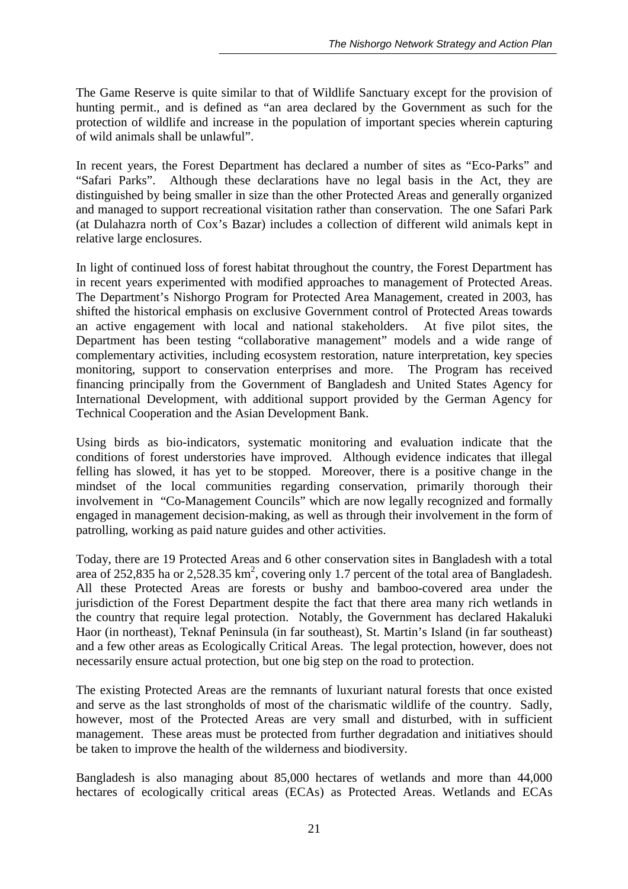The Game Reserve is quite similar to that of Wildlife Sanctuary except for the provision of hunting permit., and is defined as "an area declared by the Government as such for the protection of wildlife and increase in the population of important species wherein capturing of wild animals shall be unlawful".

In recent years, the Forest Department has declared a number of sites as "Eco-Parks" and "Safari Parks". Although these declarations have no legal basis in the Act, they are distinguished by being smaller in size than the other Protected Areas and generally organized and managed to support recreational visitation rather than conservation. The one Safari Park (at Dulahazra north of Cox's Bazar) includes a collection of different wild animals kept in relative large enclosures.

In light of continued loss of forest habitat throughout the country, the Forest Department has in recent years experimented with modified approaches to management of Protected Areas. The Department's Nishorgo Program for Protected Area Management, created in 2003, has shifted the historical emphasis on exclusive Government control of Protected Areas towards an active engagement with local and national stakeholders. At five pilot sites, the Department has been testing "collaborative management" models and a wide range of complementary activities, including ecosystem restoration, nature interpretation, key species monitoring, support to conservation enterprises and more. The Program has received financing principally from the Government of Bangladesh and United States Agency for International Development, with additional support provided by the German Agency for Technical Cooperation and the Asian Development Bank.

Using birds as bio-indicators, systematic monitoring and evaluation indicate that the conditions of forest understories have improved. Although evidence indicates that illegal felling has slowed, it has yet to be stopped. Moreover, there is a positive change in the mindset of the local communities regarding conservation, primarily thorough their involvement in "Co-Management Councils" which are now legally recognized and formally engaged in management decision-making, as well as through their involvement in the form of patrolling, working as paid nature guides and other activities.

Today, there are 19 Protected Areas and 6 other conservation sites in Bangladesh with a total area of 252,835 ha or 2,528.35 km$^2$, covering only 1.7 percent of the total area of Bangladesh. All these Protected Areas are forests or bushy and bamboo-covered area under the jurisdiction of the Forest Department despite the fact that there area many rich wetlands in the country that require legal protection. Notably, the Government has declared Hakaluki Haor (in northeast), Teknaf Peninsula (in far southeast), St. Martin's Island (in far southeast) and a few other areas as Ecologically Critical Areas. The legal protection, however, does not necessarily ensure actual protection, but one big step on the road to protection.

The existing Protected Areas are the remnants of luxuriant natural forests that once existed and serve as the last strongholds of most of the charismatic wildlife of the country. Sadly, however, most of the Protected Areas are very small and disturbed, with in sufficient management. These areas must be protected from further degradation and initiatives should be taken to improve the health of the wilderness and biodiversity.

Bangladesh is also managing about 85,000 hectares of wetlands and more than 44,000 hectares of ecologically critical areas (ECAs) as Protected Areas. Wetlands and ECAs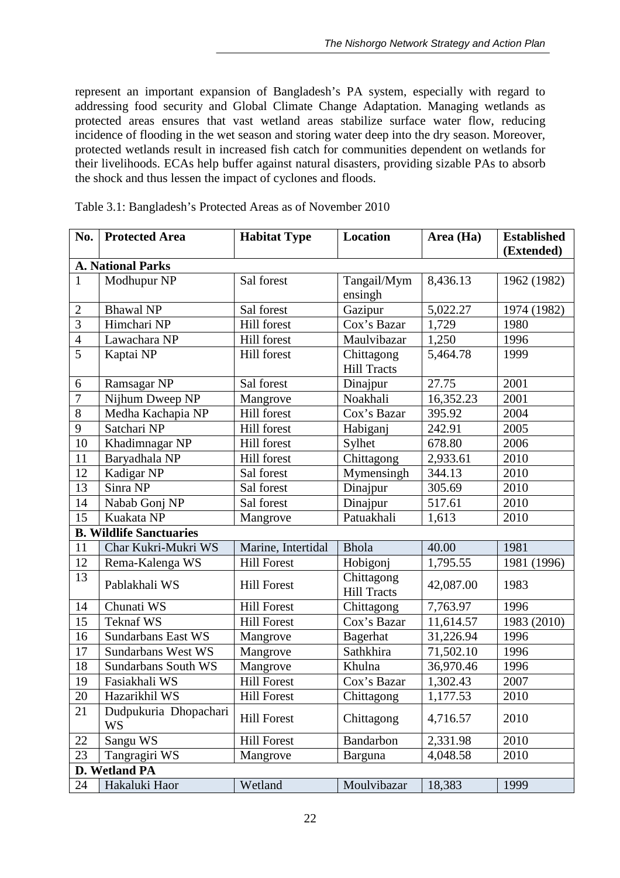represent an important expansion of Bangladesh's PA system, especially with regard to addressing food security and Global Climate Change Adaptation. Managing wetlands as protected areas ensures that vast wetland areas stabilize surface water flow, reducing incidence of flooding in the wet season and storing water deep into the dry season. Moreover, protected wetlands result in increased fish catch for communities dependent on wetlands for their livelihoods. ECAs help buffer against natural disasters, providing sizable PAs to absorb the shock and thus lessen the impact of cyclones and floods.

Table 3.1: Bangladesh's Protected Areas as of November 2010

| No. | Protected Area | Habitat Type | Location | Area (Ha) | Established (Extended) |
|---|---|---|---|---|---|
| **A. National Parks** | | | | | |
| 1 | Modhupur NP | Sal forest | Tangail/Mymensingh | 8,436.13 | 1962 (1982) |
| 2 | Bhawal NP | Sal forest | Gazipur | 5,022.27 | 1974 (1982) |
| 3 | Himchari NP | Hill forest | Cox's Bazar | 1,729 | 1980 |
| 4 | Lawachara NP | Hill forest | Maulvibazar | 1,250 | 1996 |
| 5 | Kaptai NP | Hill forest | Chittagong Hill Tracts | 5,464.78 | 1999 |
| 6 | Ramsagar NP | Sal forest | Dinajpur | 27.75 | 2001 |
| 7 | Nijhum Dweep NP | Mangrove | Noakhali | 16,352.23 | 2001 |
| 8 | Medha Kachapia NP | Hill forest | Cox's Bazar | 395.92 | 2004 |
| 9 | Satchari NP | Hill forest | Habiganj | 242.91 | 2005 |
| 10 | Khadimnagar NP | Hill forest | Sylhet | 678.80 | 2006 |
| 11 | Baryadhala NP | Hill forest | Chittagong | 2,933.61 | 2010 |
| 12 | Kadigar NP | Sal forest | Mymensingh | 344.13 | 2010 |
| 13 | Sinra NP | Sal forest | Dinajpur | 305.69 | 2010 |
| 14 | Nabab Gonj NP | Sal forest | Dinajpur | 517.61 | 2010 |
| 15 | Kuakata NP | Mangrove | Patuakhali | 1,613 | 2010 |
| **B. Wildlife Sanctuaries** | | | | | |
| 11 | Char Kukri-Mukri WS | Marine, Intertidal | Bhola | 40.00 | 1981 |
| 12 | Rema-Kalenga WS | Hill Forest | Hobigonj | 1,795.55 | 1981 (1996) |
| 13 | Pablakhali WS | Hill Forest | Chittagong Hill Tracts | 42,087.00 | 1983 |
| 14 | Chunati WS | Hill Forest | Chittagong | 7,763.97 | 1996 |
| 15 | Teknaf WS | Hill Forest | Cox's Bazar | 11,614.57 | 1983 (2010) |
| 16 | Sundarbans East WS | Mangrove | Bagerhat | 31,226.94 | 1996 |
| 17 | Sundarbans West WS | Mangrove | Sathkhira | 71,502.10 | 1996 |
| 18 | Sundarbans South WS | Mangrove | Khulna | 36,970.46 | 1996 |
| 19 | Fasiakhali WS | Hill Forest | Cox's Bazar | 1,302.43 | 2007 |
| 20 | Hazarikhil WS | Hill Forest | Chittagong | 1,177.53 | 2010 |
| 21 | Dudpukuria Dhopachari WS | Hill Forest | Chittagong | 4,716.57 | 2010 |
| 22 | Sangu WS | Hill Forest | Bandarbon | 2,331.98 | 2010 |
| 23 | Tangragiri WS | Mangrove | Barguna | 4,048.58 | 2010 |
| **D. Wetland PA** | | | | | |
| 24 | Hakaluki Haor | Wetland | Moulvibazar | 18,383 | 1999 |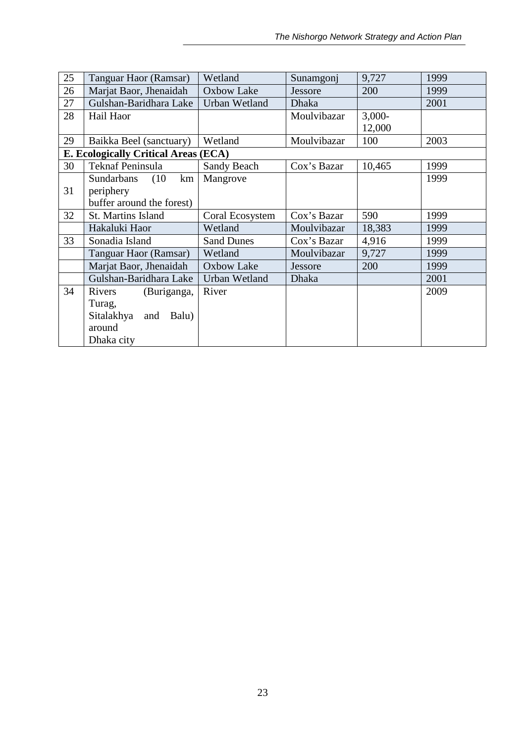| 25 | Tanguar Haor (Ramsar) | Wetland | Sunamgonj | 9,727 | 1999 |
|---|---|---|---|---|---|
| 26 | Marjat Baor, Jhenaidah | Oxbow Lake | Jessore | 200 | 1999 |
| 27 | Gulshan-Baridhara Lake | Urban Wetland | Dhaka | | 2001 |
| 28 | Hail Haor | | Moulvibazar | 3,000-12,000 | |
| 29 | Baikka Beel (sanctuary) | Wetland | Moulvibazar | 100 | 2003 |
| **E. Ecologically Critical Areas (ECA)** | | | | | |
| 30 | Teknaf Peninsula | Sandy Beach | Cox's Bazar | 10,465 | 1999 |
| 31 | Sundarbans (10 km periphery buffer around the forest) | Mangrove | | | 1999 |
| 32 | St. Martins Island | Coral Ecosystem | Cox's Bazar | 590 | 1999 |
| | Hakaluki Haor | Wetland | Moulvibazar | 18,383 | 1999 |
| 33 | Sonadia Island | Sand Dunes | Cox's Bazar | 4,916 | 1999 |
| | Tanguar Haor (Ramsar) | Wetland | Moulvibazar | 9,727 | 1999 |
| | Marjat Baor, Jhenaidah | Oxbow Lake | Jessore | 200 | 1999 |
| | Gulshan-Baridhara Lake | Urban Wetland | Dhaka | | 2001 |
| 34 | Rivers (Buriganga, Turag, Sitalakhya and Balu) around Dhaka city | River | | | 2009 |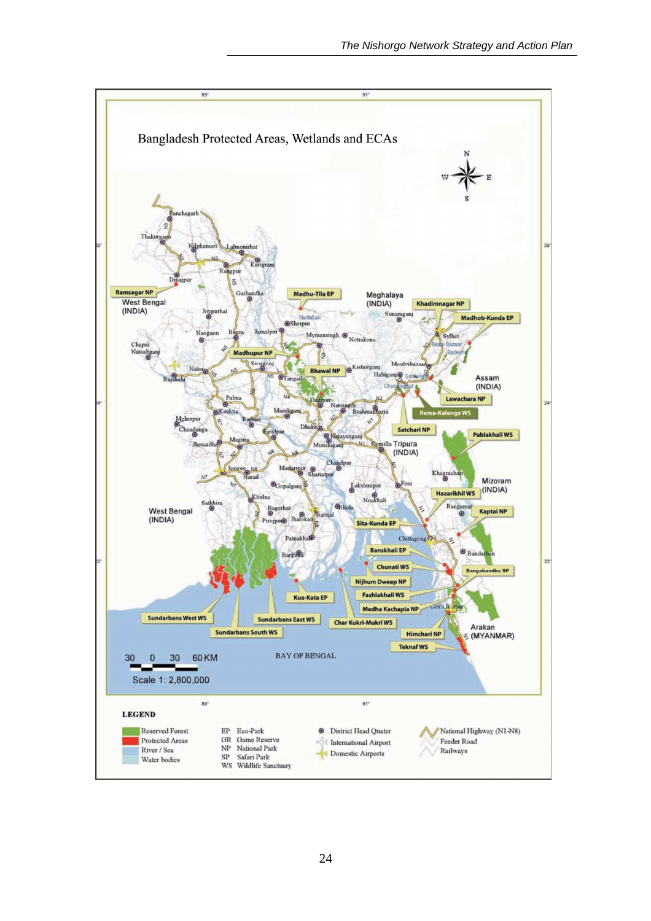Bangladesh Protected Areas, Wetlands and ECAs

LEGEND

- Reserved Forest
- Protected Areas
- River / Sea
- Water bodies

EP Eco-Park
GR Game Reserve
NP National Park
SP Safari Park
WS Wildlife Sanctuary

- District Head Quater
- International Airport
- Domestic Airports
- National Highway (N1-N8)
- Feeder Road
- Railways

Scale 1: 2,800,000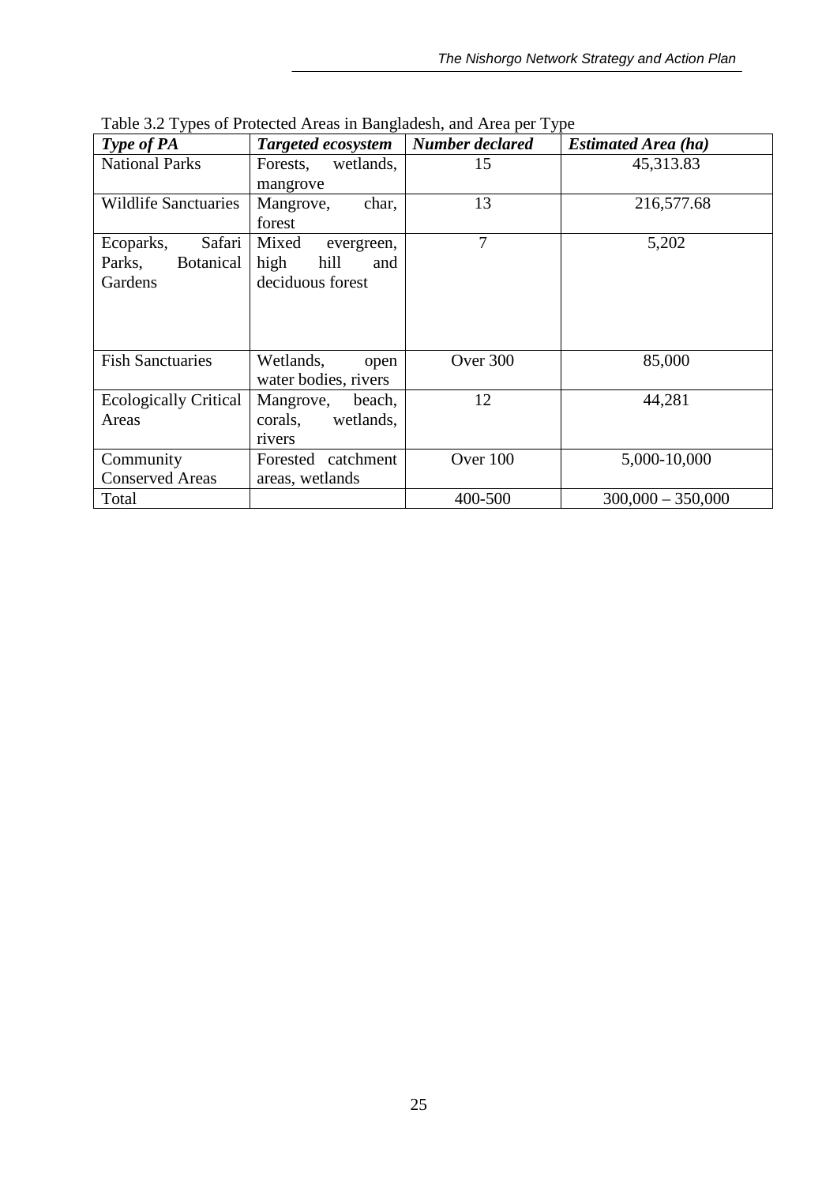Table 3.2 Types of Protected Areas in Bangladesh, and Area per Type

| *Type of PA* | *Targeted ecosystem* | *Number declared* | *Estimated Area (ha)* |
|---|---|---|---|
| National Parks | Forests, wetlands, mangrove | 15 | 45,313.83 |
| Wildlife Sanctuaries | Mangrove, char, forest | 13 | 216,577.68 |
| Ecoparks, Safari Parks, Botanical Gardens | Mixed evergreen, high hill and deciduous forest | 7 | 5,202 |
| Fish Sanctuaries | Wetlands, open water bodies, rivers | Over 300 | 85,000 |
| Ecologically Critical Areas | Mangrove, beach, corals, wetlands, rivers | 12 | 44,281 |
| Community Conserved Areas | Forested catchment areas, wetlands | Over 100 | 5,000-10,000 |
| Total | | 400-500 | 300,000 – 350,000 |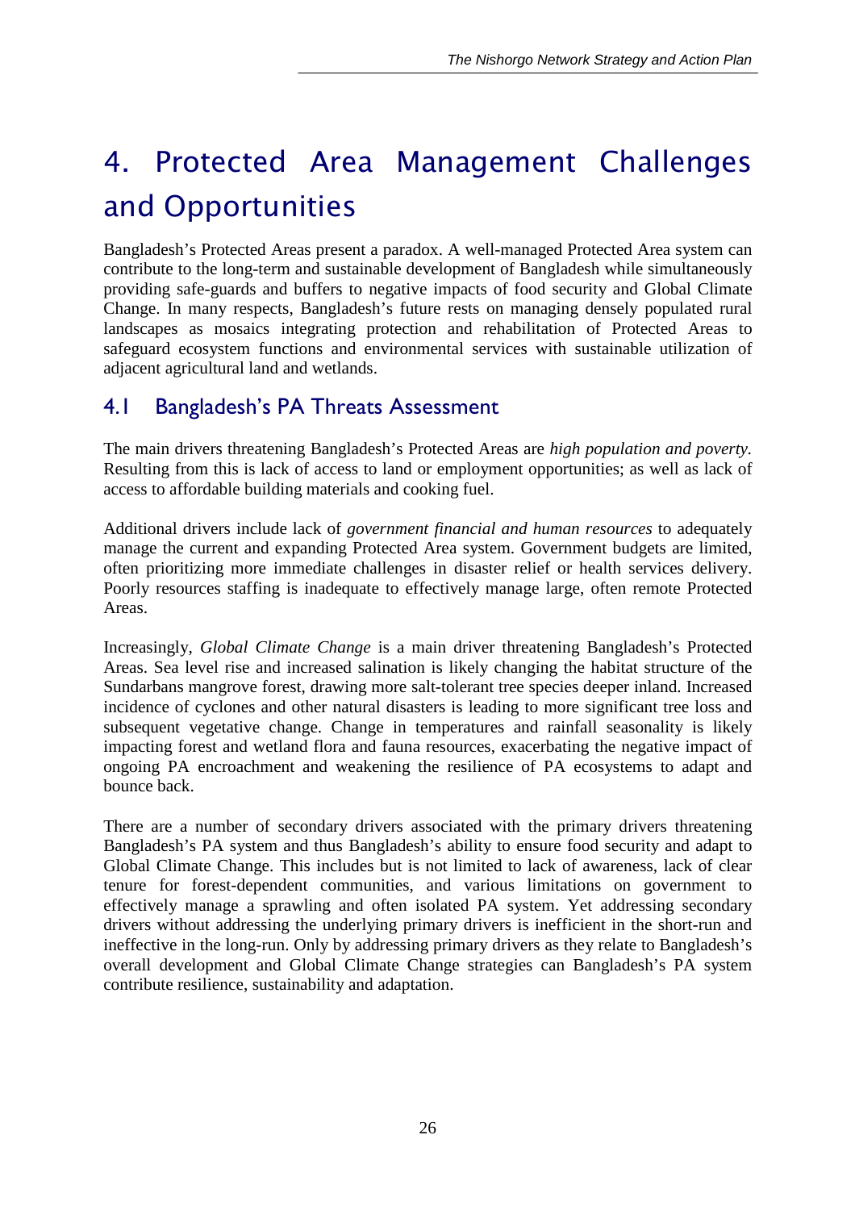# 4. Protected Area Management Challenges and Opportunities

Bangladesh's Protected Areas present a paradox. A well-managed Protected Area system can contribute to the long-term and sustainable development of Bangladesh while simultaneously providing safe-guards and buffers to negative impacts of food security and Global Climate Change. In many respects, Bangladesh's future rests on managing densely populated rural landscapes as mosaics integrating protection and rehabilitation of Protected Areas to safeguard ecosystem functions and environmental services with sustainable utilization of adjacent agricultural land and wetlands.

## 4.1 Bangladesh's PA Threats Assessment

The main drivers threatening Bangladesh's Protected Areas are *high population and poverty.* Resulting from this is lack of access to land or employment opportunities; as well as lack of access to affordable building materials and cooking fuel.

Additional drivers include lack of *government financial and human resources* to adequately manage the current and expanding Protected Area system. Government budgets are limited, often prioritizing more immediate challenges in disaster relief or health services delivery. Poorly resources staffing is inadequate to effectively manage large, often remote Protected Areas.

Increasingly, *Global Climate Change* is a main driver threatening Bangladesh's Protected Areas. Sea level rise and increased salination is likely changing the habitat structure of the Sundarbans mangrove forest, drawing more salt-tolerant tree species deeper inland. Increased incidence of cyclones and other natural disasters is leading to more significant tree loss and subsequent vegetative change. Change in temperatures and rainfall seasonality is likely impacting forest and wetland flora and fauna resources, exacerbating the negative impact of ongoing PA encroachment and weakening the resilience of PA ecosystems to adapt and bounce back.

There are a number of secondary drivers associated with the primary drivers threatening Bangladesh's PA system and thus Bangladesh's ability to ensure food security and adapt to Global Climate Change. This includes but is not limited to lack of awareness, lack of clear tenure for forest-dependent communities, and various limitations on government to effectively manage a sprawling and often isolated PA system. Yet addressing secondary drivers without addressing the underlying primary drivers is inefficient in the short-run and ineffective in the long-run. Only by addressing primary drivers as they relate to Bangladesh's overall development and Global Climate Change strategies can Bangladesh's PA system contribute resilience, sustainability and adaptation.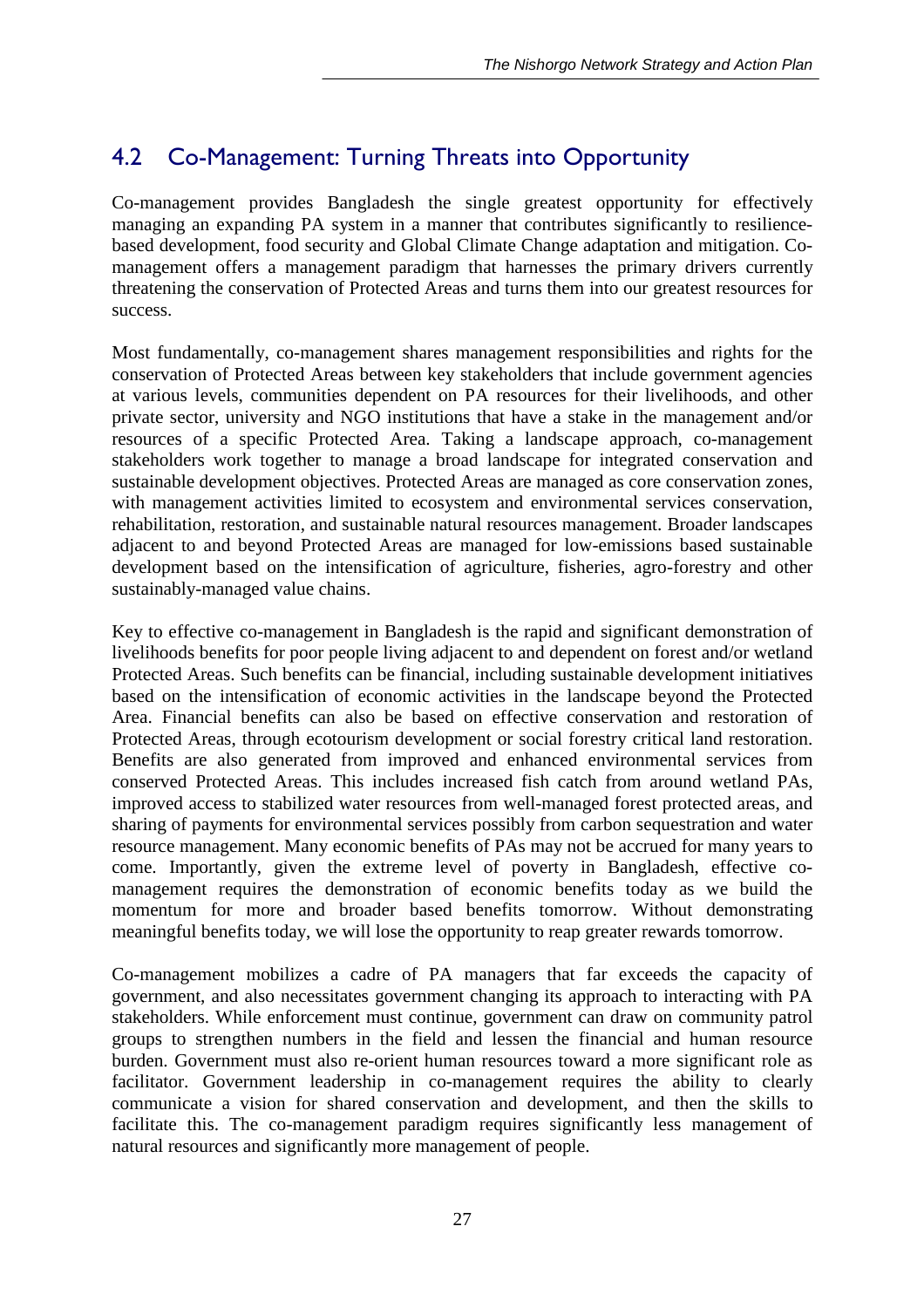## 4.2 Co-Management: Turning Threats into Opportunity

Co-management provides Bangladesh the single greatest opportunity for effectively managing an expanding PA system in a manner that contributes significantly to resilience-based development, food security and Global Climate Change adaptation and mitigation. Co-management offers a management paradigm that harnesses the primary drivers currently threatening the conservation of Protected Areas and turns them into our greatest resources for success.

Most fundamentally, co-management shares management responsibilities and rights for the conservation of Protected Areas between key stakeholders that include government agencies at various levels, communities dependent on PA resources for their livelihoods, and other private sector, university and NGO institutions that have a stake in the management and/or resources of a specific Protected Area. Taking a landscape approach, co-management stakeholders work together to manage a broad landscape for integrated conservation and sustainable development objectives. Protected Areas are managed as core conservation zones, with management activities limited to ecosystem and environmental services conservation, rehabilitation, restoration, and sustainable natural resources management. Broader landscapes adjacent to and beyond Protected Areas are managed for low-emissions based sustainable development based on the intensification of agriculture, fisheries, agro-forestry and other sustainably-managed value chains.

Key to effective co-management in Bangladesh is the rapid and significant demonstration of livelihoods benefits for poor people living adjacent to and dependent on forest and/or wetland Protected Areas. Such benefits can be financial, including sustainable development initiatives based on the intensification of economic activities in the landscape beyond the Protected Area. Financial benefits can also be based on effective conservation and restoration of Protected Areas, through ecotourism development or social forestry critical land restoration. Benefits are also generated from improved and enhanced environmental services from conserved Protected Areas. This includes increased fish catch from around wetland PAs, improved access to stabilized water resources from well-managed forest protected areas, and sharing of payments for environmental services possibly from carbon sequestration and water resource management. Many economic benefits of PAs may not be accrued for many years to come. Importantly, given the extreme level of poverty in Bangladesh, effective co-management requires the demonstration of economic benefits today as we build the momentum for more and broader based benefits tomorrow. Without demonstrating meaningful benefits today, we will lose the opportunity to reap greater rewards tomorrow.

Co-management mobilizes a cadre of PA managers that far exceeds the capacity of government, and also necessitates government changing its approach to interacting with PA stakeholders. While enforcement must continue, government can draw on community patrol groups to strengthen numbers in the field and lessen the financial and human resource burden. Government must also re-orient human resources toward a more significant role as facilitator. Government leadership in co-management requires the ability to clearly communicate a vision for shared conservation and development, and then the skills to facilitate this. The co-management paradigm requires significantly less management of natural resources and significantly more management of people.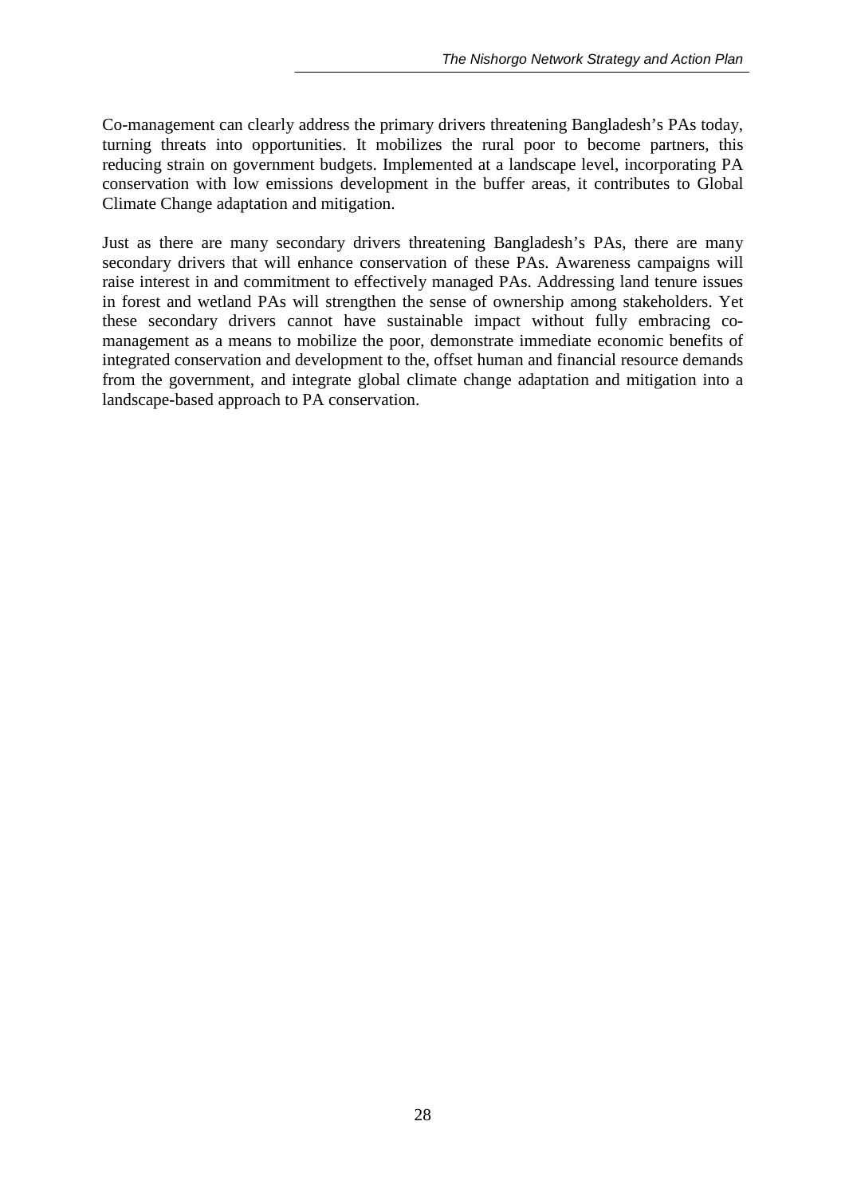Co-management can clearly address the primary drivers threatening Bangladesh's PAs today, turning threats into opportunities. It mobilizes the rural poor to become partners, this reducing strain on government budgets. Implemented at a landscape level, incorporating PA conservation with low emissions development in the buffer areas, it contributes to Global Climate Change adaptation and mitigation.

Just as there are many secondary drivers threatening Bangladesh's PAs, there are many secondary drivers that will enhance conservation of these PAs. Awareness campaigns will raise interest in and commitment to effectively managed PAs. Addressing land tenure issues in forest and wetland PAs will strengthen the sense of ownership among stakeholders. Yet these secondary drivers cannot have sustainable impact without fully embracing co-management as a means to mobilize the poor, demonstrate immediate economic benefits of integrated conservation and development to the, offset human and financial resource demands from the government, and integrate global climate change adaptation and mitigation into a landscape-based approach to PA conservation.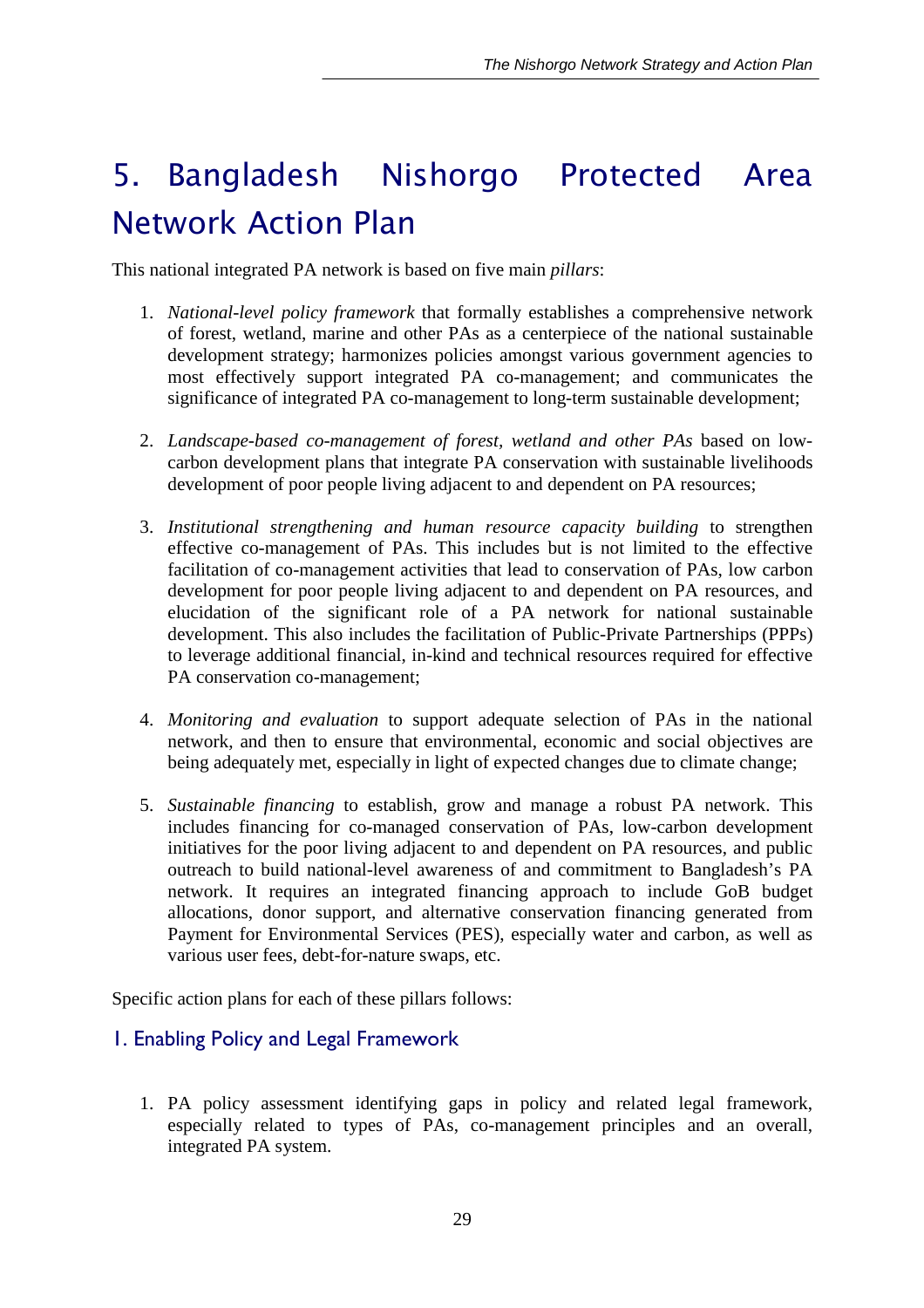# 5. Bangladesh Nishorgo Protected Area Network Action Plan

This national integrated PA network is based on five main *pillars*:

1. *National-level policy framework* that formally establishes a comprehensive network of forest, wetland, marine and other PAs as a centerpiece of the national sustainable development strategy; harmonizes policies amongst various government agencies to most effectively support integrated PA co-management; and communicates the significance of integrated PA co-management to long-term sustainable development;

2. *Landscape-based co-management of forest, wetland and other PAs* based on low-carbon development plans that integrate PA conservation with sustainable livelihoods development of poor people living adjacent to and dependent on PA resources;

3. *Institutional strengthening and human resource capacity building* to strengthen effective co-management of PAs. This includes but is not limited to the effective facilitation of co-management activities that lead to conservation of PAs, low carbon development for poor people living adjacent to and dependent on PA resources, and elucidation of the significant role of a PA network for national sustainable development. This also includes the facilitation of Public-Private Partnerships (PPPs) to leverage additional financial, in-kind and technical resources required for effective PA conservation co-management;

4. *Monitoring and evaluation* to support adequate selection of PAs in the national network, and then to ensure that environmental, economic and social objectives are being adequately met, especially in light of expected changes due to climate change;

5. *Sustainable financing* to establish, grow and manage a robust PA network. This includes financing for co-managed conservation of PAs, low-carbon development initiatives for the poor living adjacent to and dependent on PA resources, and public outreach to build national-level awareness of and commitment to Bangladesh's PA network. It requires an integrated financing approach to include GoB budget allocations, donor support, and alternative conservation financing generated from Payment for Environmental Services (PES), especially water and carbon, as well as various user fees, debt-for-nature swaps, etc.

Specific action plans for each of these pillars follows:

## 1. Enabling Policy and Legal Framework

1. PA policy assessment identifying gaps in policy and related legal framework, especially related to types of PAs, co-management principles and an overall, integrated PA system.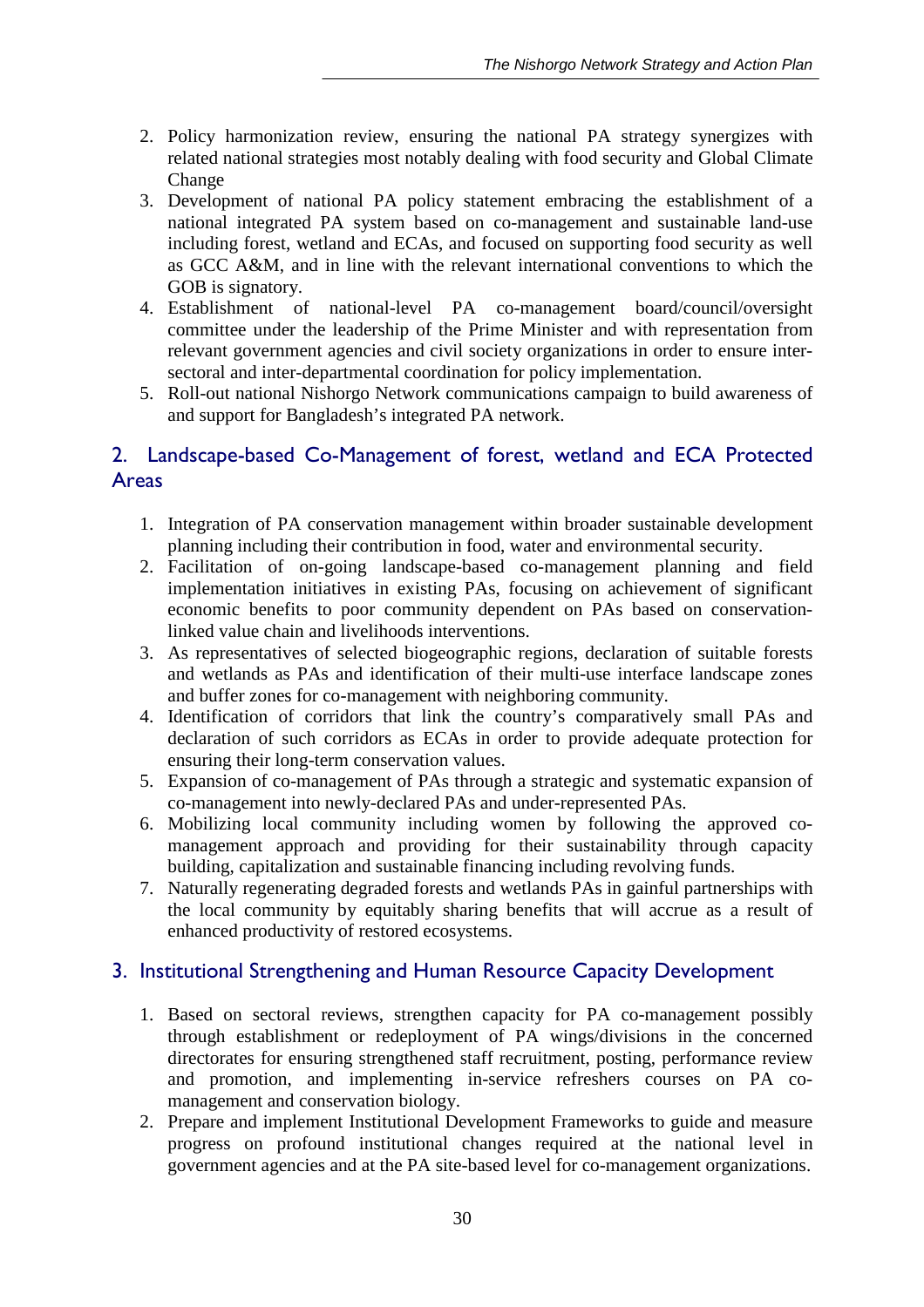2. Policy harmonization review, ensuring the national PA strategy synergizes with related national strategies most notably dealing with food security and Global Climate Change
3. Development of national PA policy statement embracing the establishment of a national integrated PA system based on co-management and sustainable land-use including forest, wetland and ECAs, and focused on supporting food security as well as GCC A&M, and in line with the relevant international conventions to which the GOB is signatory.
4. Establishment of national-level PA co-management board/council/oversight committee under the leadership of the Prime Minister and with representation from relevant government agencies and civil society organizations in order to ensure inter-sectoral and inter-departmental coordination for policy implementation.
5. Roll-out national Nishorgo Network communications campaign to build awareness of and support for Bangladesh's integrated PA network.

## 2. Landscape-based Co-Management of forest, wetland and ECA Protected Areas

1. Integration of PA conservation management within broader sustainable development planning including their contribution in food, water and environmental security.
2. Facilitation of on-going landscape-based co-management planning and field implementation initiatives in existing PAs, focusing on achievement of significant economic benefits to poor community dependent on PAs based on conservation-linked value chain and livelihoods interventions.
3. As representatives of selected biogeographic regions, declaration of suitable forests and wetlands as PAs and identification of their multi-use interface landscape zones and buffer zones for co-management with neighboring community.
4. Identification of corridors that link the country's comparatively small PAs and declaration of such corridors as ECAs in order to provide adequate protection for ensuring their long-term conservation values.
5. Expansion of co-management of PAs through a strategic and systematic expansion of co-management into newly-declared PAs and under-represented PAs.
6. Mobilizing local community including women by following the approved co-management approach and providing for their sustainability through capacity building, capitalization and sustainable financing including revolving funds.
7. Naturally regenerating degraded forests and wetlands PAs in gainful partnerships with the local community by equitably sharing benefits that will accrue as a result of enhanced productivity of restored ecosystems.

## 3. Institutional Strengthening and Human Resource Capacity Development

1. Based on sectoral reviews, strengthen capacity for PA co-management possibly through establishment or redeployment of PA wings/divisions in the concerned directorates for ensuring strengthened staff recruitment, posting, performance review and promotion, and implementing in-service refreshers courses on PA co-management and conservation biology.
2. Prepare and implement Institutional Development Frameworks to guide and measure progress on profound institutional changes required at the national level in government agencies and at the PA site-based level for co-management organizations.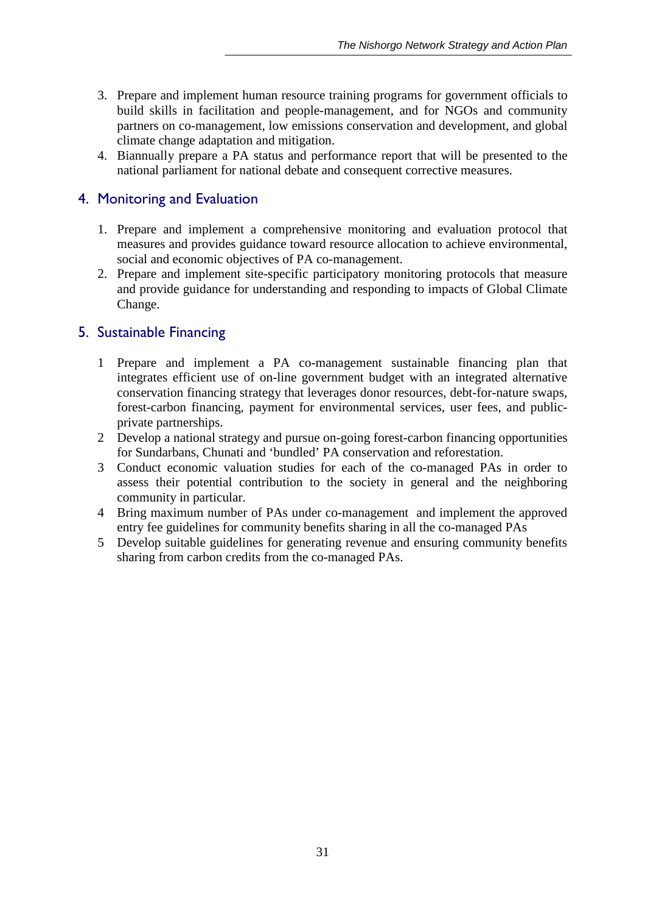3. Prepare and implement human resource training programs for government officials to build skills in facilitation and people-management, and for NGOs and community partners on co-management, low emissions conservation and development, and global climate change adaptation and mitigation.
4. Biannually prepare a PA status and performance report that will be presented to the national parliament for national debate and consequent corrective measures.

## 4. Monitoring and Evaluation

1. Prepare and implement a comprehensive monitoring and evaluation protocol that measures and provides guidance toward resource allocation to achieve environmental, social and economic objectives of PA co-management.
2. Prepare and implement site-specific participatory monitoring protocols that measure and provide guidance for understanding and responding to impacts of Global Climate Change.

## 5. Sustainable Financing

1. Prepare and implement a PA co-management sustainable financing plan that integrates efficient use of on-line government budget with an integrated alternative conservation financing strategy that leverages donor resources, debt-for-nature swaps, forest-carbon financing, payment for environmental services, user fees, and public-private partnerships.
2. Develop a national strategy and pursue on-going forest-carbon financing opportunities for Sundarbans, Chunati and 'bundled' PA conservation and reforestation.
3. Conduct economic valuation studies for each of the co-managed PAs in order to assess their potential contribution to the society in general and the neighboring community in particular.
4. Bring maximum number of PAs under co-management and implement the approved entry fee guidelines for community benefits sharing in all the co-managed PAs
5. Develop suitable guidelines for generating revenue and ensuring community benefits sharing from carbon credits from the co-managed PAs.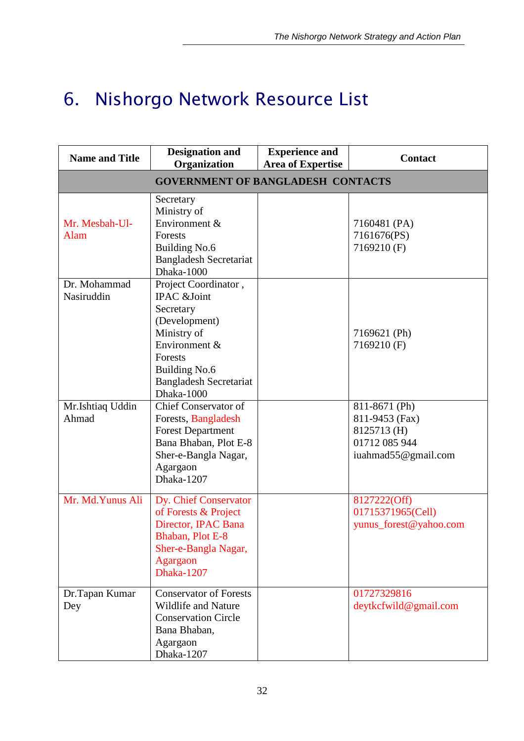# 6. Nishorgo Network Resource List

| Name and Title | Designation and Organization | Experience and Area of Expertise | Contact |
|---|---|---|---|
| **GOVERNMENT OF BANGLADESH CONTACTS** | | | |
| Mr. Mesbah-Ul-Alam | Secretary Ministry of Environment & Forests Building No.6 Bangladesh Secretariat Dhaka-1000 | | 7160481 (PA) 7161676(PS) 7169210 (F) |
| Dr. Mohammad Nasiruddin | Project Coordinator , IPAC &Joint Secretary (Development) Ministry of Environment & Forests Building No.6 Bangladesh Secretariat Dhaka-1000 | | 7169621 (Ph) 7169210 (F) |
| Mr.Ishtiaq Uddin Ahmad | Chief Conservator of Forests, Bangladesh Forest Department Bana Bhaban, Plot E-8 Sher-e-Bangla Nagar, Agargaon Dhaka-1207 | | 811-8671 (Ph) 811-9453 (Fax) 8125713 (H) 01712 085 944 iuahmad55@gmail.com |
| Mr. Md.Yunus Ali | Dy. Chief Conservator of Forests & Project Director, IPAC Bana Bhaban, Plot E-8 Sher-e-Bangla Nagar, Agargaon Dhaka-1207 | | 8127222(Off) 01715371965(Cell) yunus_forest@yahoo.com |
| Dr.Tapan Kumar Dey | Conservator of Forests Wildlife and Nature Conservation Circle Bana Bhaban, Agargaon Dhaka-1207 | | 01727329816 deytkcfwild@gmail.com |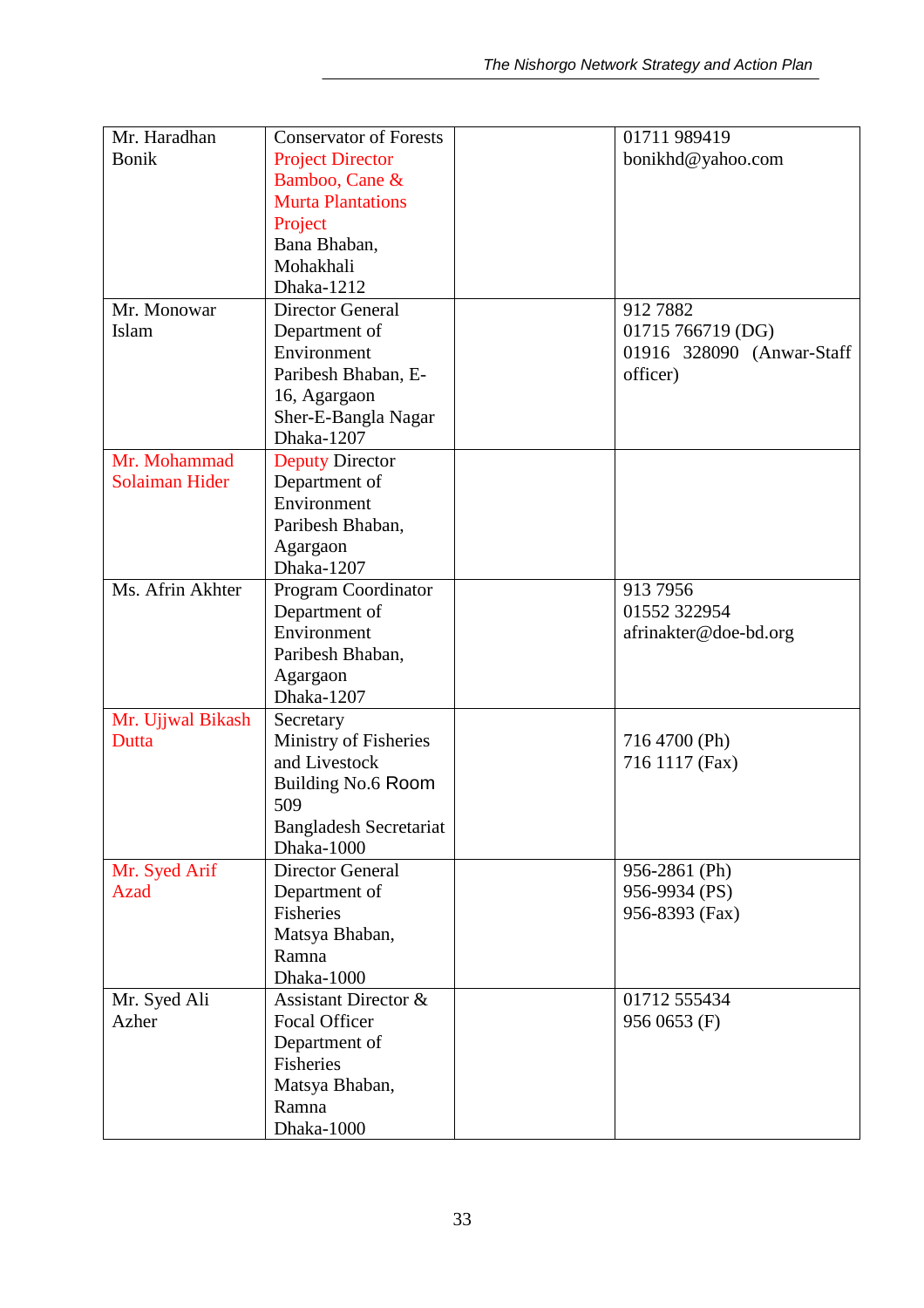| | | | |
|---|---|---|---|
| Mr. Haradhan Bonik | Conservator of Forests Project Director Bamboo, Cane & Murta Plantations Project Bana Bhaban, Mohakhali Dhaka-1212 | | 01711 989419 bonikhd@yahoo.com |
| Mr. Monowar Islam | Director General Department of Environment Paribesh Bhaban, E-16, Agargaon Sher-E-Bangla Nagar Dhaka-1207 | | 912 7882 01715 766719 (DG) 01916 328090 (Anwar-Staff officer) |
| Mr. Mohammad Solaiman Hider | Deputy Director Department of Environment Paribesh Bhaban, Agargaon Dhaka-1207 | | |
| Ms. Afrin Akhter | Program Coordinator Department of Environment Paribesh Bhaban, Agargaon Dhaka-1207 | | 913 7956 01552 322954 afrinakter@doe-bd.org |
| Mr. Ujjwal Bikash Dutta | Secretary Ministry of Fisheries and Livestock Building No.6 Room 509 Bangladesh Secretariat Dhaka-1000 | | 716 4700 (Ph) 716 1117 (Fax) |
| Mr. Syed Arif Azad | Director General Department of Fisheries Matsya Bhaban, Ramna Dhaka-1000 | | 956-2861 (Ph) 956-9934 (PS) 956-8393 (Fax) |
| Mr. Syed Ali Azher | Assistant Director & Focal Officer Department of Fisheries Matsya Bhaban, Ramna Dhaka-1000 | | 01712 555434 956 0653 (F) |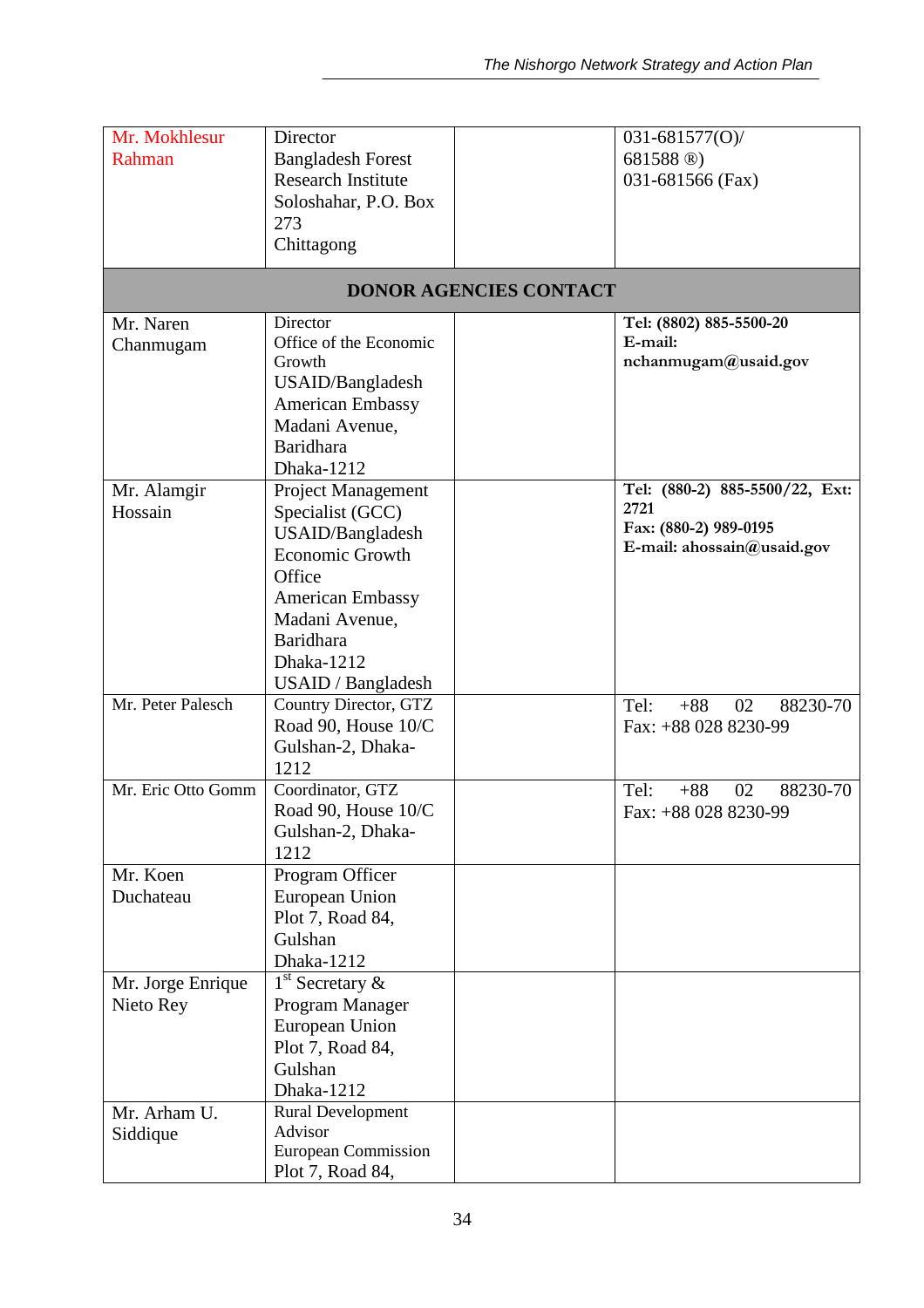| | | | |
|---|---|---|---|
| Mr. Mokhlesur Rahman | Director<br>Bangladesh Forest Research Institute<br>Soloshahar, P.O. Box 273<br>Chittagong | | 031-681577(O)/<br>681588 ®)<br>031-681566 (Fax) |
| **DONOR AGENCIES CONTACT** | | | |
| Mr. Naren Chanmugam | Director<br>Office of the Economic Growth<br>USAID/Bangladesh<br>American Embassy<br>Madani Avenue, Baridhara<br>Dhaka-1212 | | **Tel: (8802) 885-5500-20**<br>**E-mail: nchanmugam@usaid.gov** |
| Mr. Alamgir Hossain | Project Management Specialist (GCC)<br>USAID/Bangladesh<br>Economic Growth Office<br>American Embassy<br>Madani Avenue, Baridhara<br>Dhaka-1212<br>USAID / Bangladesh | | **Tel: (880-2) 885-5500/22, Ext: 2721**<br>**Fax: (880-2) 989-0195**<br>**E-mail: ahossain@usaid.gov** |
| Mr. Peter Palesch | Country Director, GTZ<br>Road 90, House 10/C<br>Gulshan-2, Dhaka-1212 | | Tel: +88 02 88230-70<br>Fax: +88 028 8230-99 |
| Mr. Eric Otto Gomm | Coordinator, GTZ<br>Road 90, House 10/C<br>Gulshan-2, Dhaka-1212 | | Tel: +88 02 88230-70<br>Fax: +88 028 8230-99 |
| Mr. Koen Duchateau | Program Officer<br>European Union<br>Plot 7, Road 84, Gulshan<br>Dhaka-1212 | | |
| Mr. Jorge Enrique Nieto Rey | 1st Secretary & Program Manager<br>European Union<br>Plot 7, Road 84, Gulshan<br>Dhaka-1212 | | |
| Mr. Arham U. Siddique | Rural Development Advisor<br>European Commission<br>Plot 7, Road 84, | | |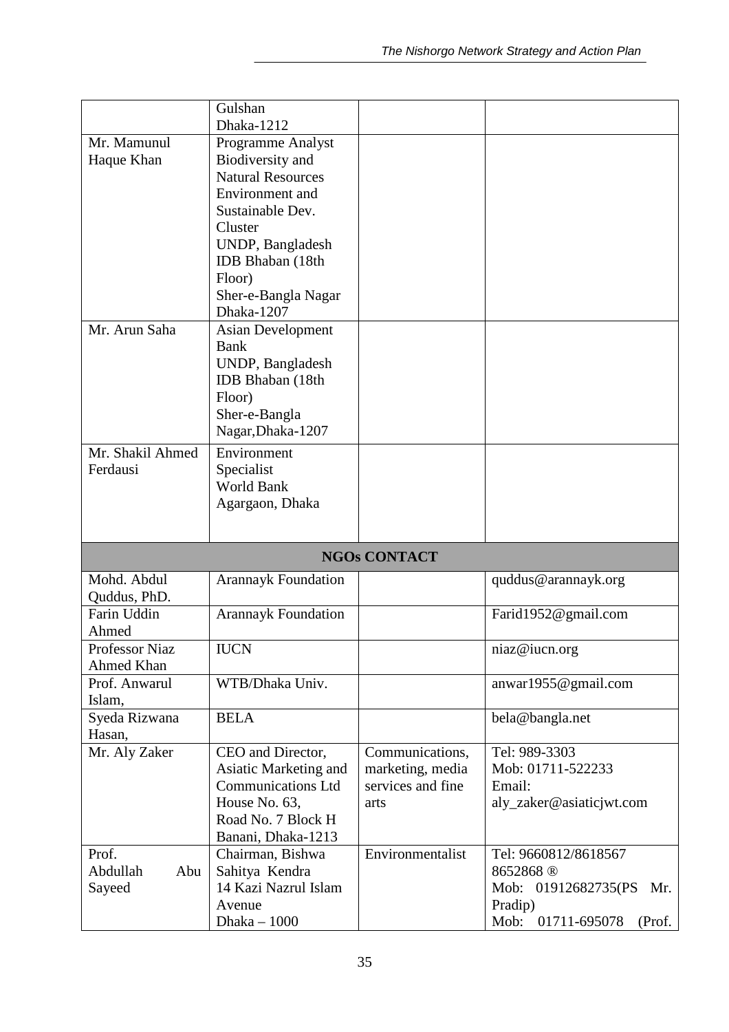| | | | |
|---|---|---|---|
| | Gulshan Dhaka-1212 | | |
| Mr. Mamunul Haque Khan | Programme Analyst Biodiversity and Natural Resources Environment and Sustainable Dev. Cluster UNDP, Bangladesh IDB Bhaban (18th Floor) Sher-e-Bangla Nagar Dhaka-1207 | | |
| Mr. Arun Saha | Asian Development Bank UNDP, Bangladesh IDB Bhaban (18th Floor) Sher-e-Bangla Nagar,Dhaka-1207 | | |
| Mr. Shakil Ahmed Ferdausi | Environment Specialist World Bank Agargaon, Dhaka | | |
| **NGOs CONTACT** | | | |
| Mohd. Abdul Quddus, PhD. | Arannayk Foundation | | quddus@arannayk.org |
| Farin Uddin Ahmed | Arannayk Foundation | | Farid1952@gmail.com |
| Professor Niaz Ahmed Khan | IUCN | | niaz@iucn.org |
| Prof. Anwarul Islam, | WTB/Dhaka Univ. | | anwar1955@gmail.com |
| Syeda Rizwana Hasan, | BELA | | bela@bangla.net |
| Mr. Aly Zaker | CEO and Director, Asiatic Marketing and Communications Ltd House No. 63, Road No. 7 Block H Banani, Dhaka-1213 | Communications, marketing, media services and fine arts | Tel: 989-3303 Mob: 01711-522233 Email: aly_zaker@asiaticjwt.com |
| Prof. Abdullah Abu Sayeed | Chairman, Bishwa Sahitya Kendra 14 Kazi Nazrul Islam Avenue Dhaka – 1000 | Environmentalist | Tel: 9660812/8618567 8652868 ® Mob: 01912682735(PS Mr. Pradip) Mob: 01711-695078 (Prof. |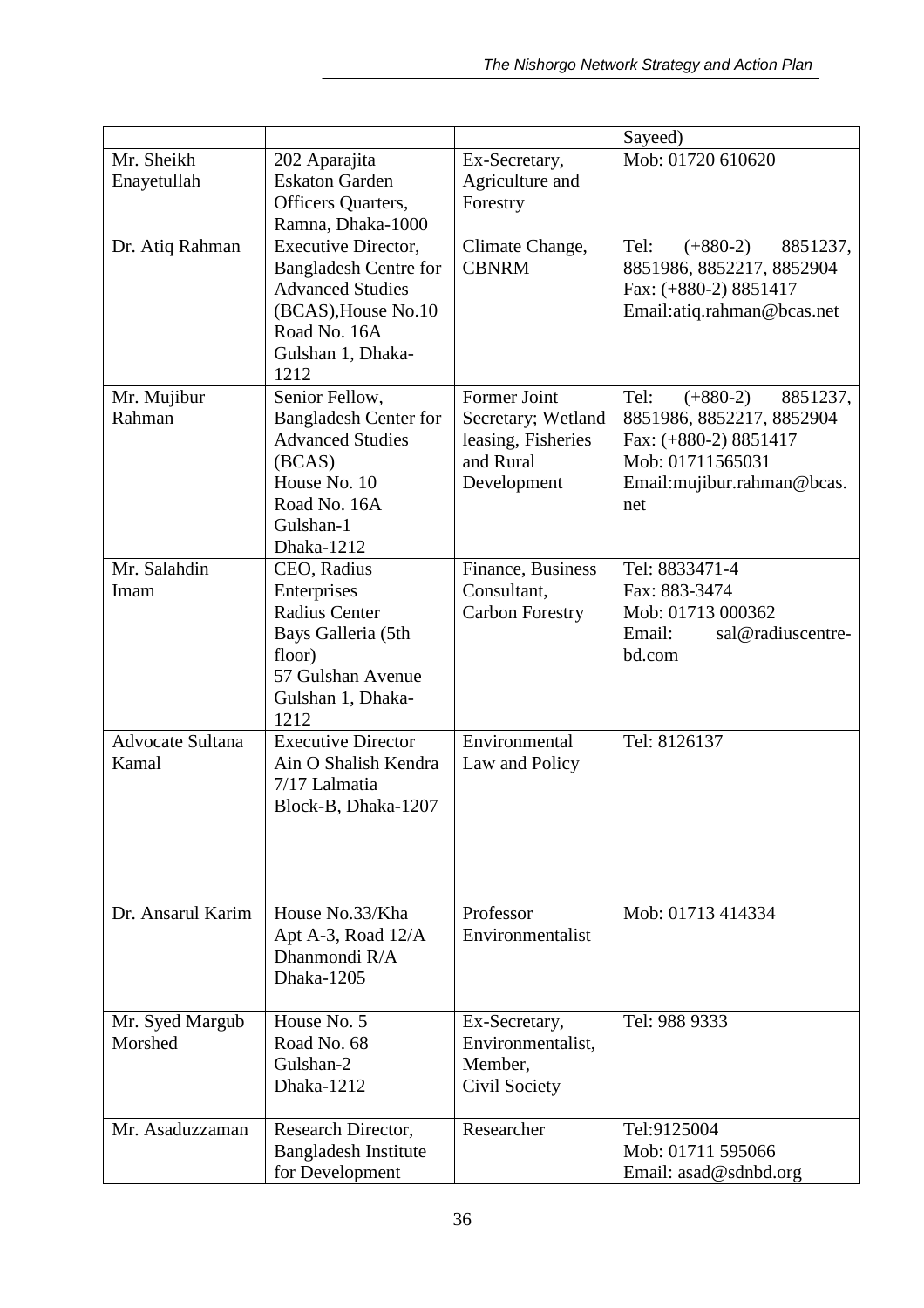|  |  |  | Sayeed) |
|---|---|---|---|
| Mr. Sheikh Enayetullah | 202 Aparajita Eskaton Garden Officers Quarters, Ramna, Dhaka-1000 | Ex-Secretary, Agriculture and Forestry | Mob: 01720 610620 |
| Dr. Atiq Rahman | Executive Director, Bangladesh Centre for Advanced Studies (BCAS),House No.10 Road No. 16A Gulshan 1, Dhaka-1212 | Climate Change, CBNRM | Tel: (+880-2) 8851237, 8851986, 8852217, 8852904 Fax: (+880-2) 8851417 Email:atiq.rahman@bcas.net |
| Mr. Mujibur Rahman | Senior Fellow, Bangladesh Center for Advanced Studies (BCAS) House No. 10 Road No. 16A Gulshan-1 Dhaka-1212 | Former Joint Secretary; Wetland leasing, Fisheries and Rural Development | Tel: (+880-2) 8851237, 8851986, 8852217, 8852904 Fax: (+880-2) 8851417 Mob: 01711565031 Email:mujibur.rahman@bcas.net |
| Mr. Salahdin Imam | CEO, Radius Enterprises Radius Center Bays Galleria (5th floor) 57 Gulshan Avenue Gulshan 1, Dhaka-1212 | Finance, Business Consultant, Carbon Forestry | Tel: 8833471-4 Fax: 883-3474 Mob: 01713 000362 Email: sal@radiuscentre-bd.com |
| Advocate Sultana Kamal | Executive Director Ain O Shalish Kendra 7/17 Lalmatia Block-B, Dhaka-1207 | Environmental Law and Policy | Tel: 8126137 |
| Dr. Ansarul Karim | House No.33/Kha Apt A-3, Road 12/A Dhanmondi R/A Dhaka-1205 | Professor Environmentalist | Mob: 01713 414334 |
| Mr. Syed Margub Morshed | House No. 5 Road No. 68 Gulshan-2 Dhaka-1212 | Ex-Secretary, Environmentalist, Member, Civil Society | Tel: 988 9333 |
| Mr. Asaduzzaman | Research Director, Bangladesh Institute for Development | Researcher | Tel:9125004 Mob: 01711 595066 Email: asad@sdnbd.org |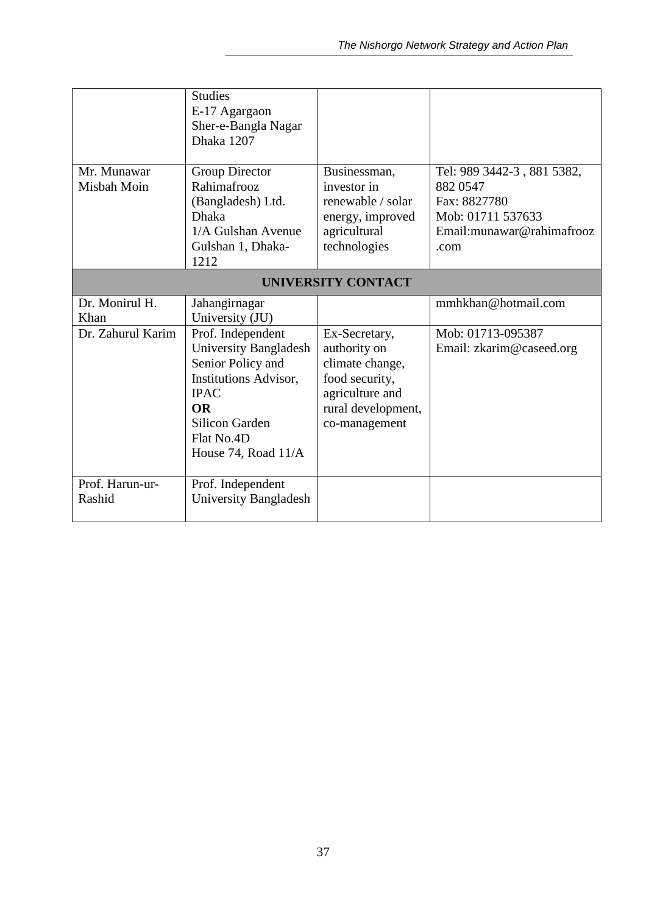| | | | |
|---|---|---|---|
| | Studies<br>E-17 Agargaon<br>Sher-e-Bangla Nagar<br>Dhaka 1207 | | |
| Mr. Munawar Misbah Moin | Group Director<br>Rahimafrooz (Bangladesh) Ltd.<br>Dhaka<br>1/A Gulshan Avenue<br>Gulshan 1, Dhaka-1212 | Businessman, investor in renewable / solar energy, improved agricultural technologies | Tel: 989 3442-3 , 881 5382, 882 0547<br>Fax: 8827780<br>Mob: 01711 537633<br>Email:munawar@rahimafrooz.com |
| **UNIVERSITY CONTACT** | | | |
| Dr. Monirul H. Khan | Jahangirnagar University (JU) | | mmhkhan@hotmail.com |
| Dr. Zahurul Karim | Prof. Independent University Bangladesh<br>Senior Policy and Institutions Advisor, IPAC<br>**OR**<br>Silicon Garden<br>Flat No.4D<br>House 74, Road 11/A | Ex-Secretary, authority on climate change, food security, agriculture and rural development, co-management | Mob: 01713-095387<br>Email: zkarim@caseed.org |
| Prof. Harun-ur-Rashid | Prof. Independent University Bangladesh | | |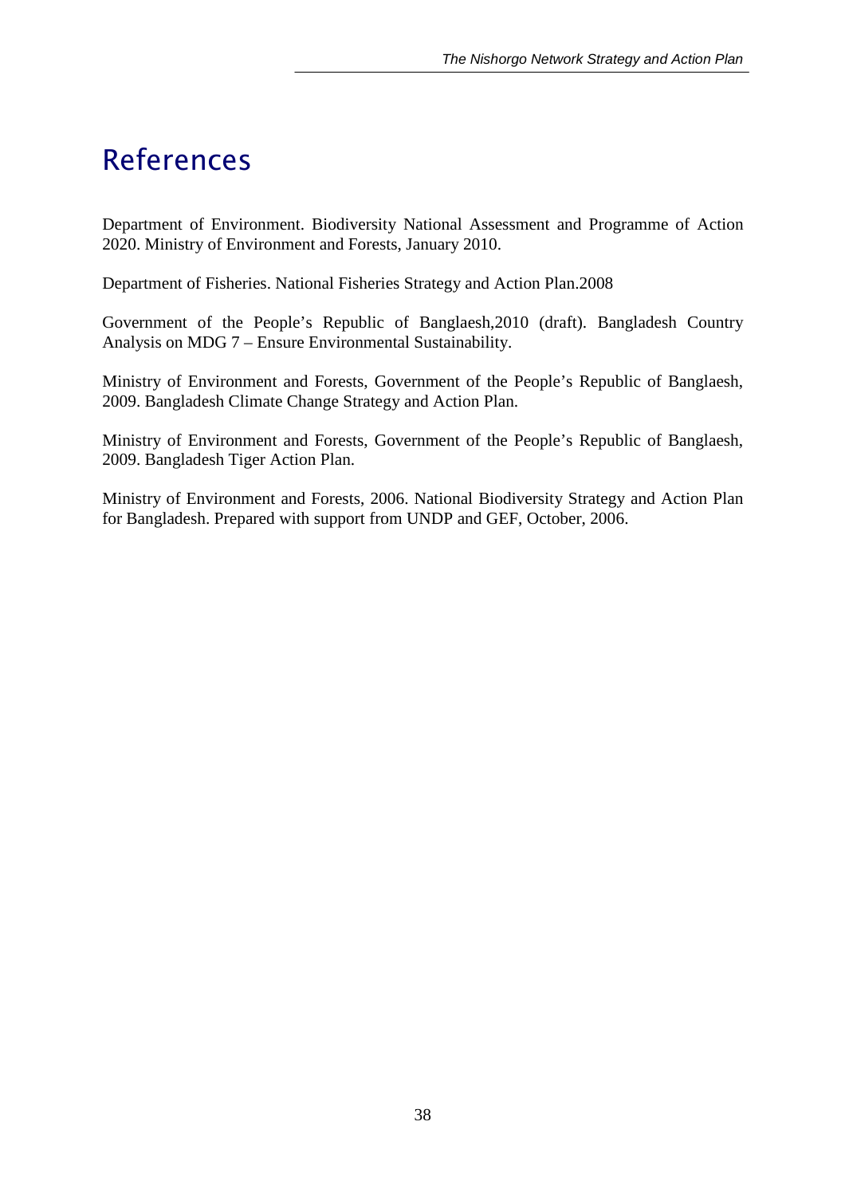# References

Department of Environment. Biodiversity National Assessment and Programme of Action 2020. Ministry of Environment and Forests, January 2010.

Department of Fisheries. National Fisheries Strategy and Action Plan.2008

Government of the People's Republic of Banglaesh,2010 (draft). Bangladesh Country Analysis on MDG 7 – Ensure Environmental Sustainability.

Ministry of Environment and Forests, Government of the People's Republic of Banglaesh, 2009. Bangladesh Climate Change Strategy and Action Plan.

Ministry of Environment and Forests, Government of the People's Republic of Banglaesh, 2009. Bangladesh Tiger Action Plan.

Ministry of Environment and Forests, 2006. National Biodiversity Strategy and Action Plan for Bangladesh. Prepared with support from UNDP and GEF, October, 2006.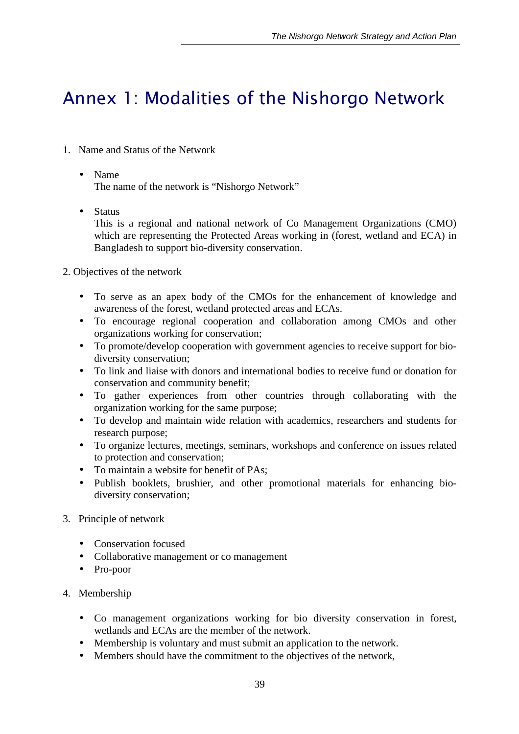# Annex 1: Modalities of the Nishorgo Network

1. Name and Status of the Network

   - Name
     The name of the network is "Nishorgo Network"

   - Status
     This is a regional and national network of Co Management Organizations (CMO) which are representing the Protected Areas working in (forest, wetland and ECA) in Bangladesh to support bio-diversity conservation.

2. Objectives of the network

   - To serve as an apex body of the CMOs for the enhancement of knowledge and awareness of the forest, wetland protected areas and ECAs.
   - To encourage regional cooperation and collaboration among CMOs and other organizations working for conservation;
   - To promote/develop cooperation with government agencies to receive support for bio-diversity conservation;
   - To link and liaise with donors and international bodies to receive fund or donation for conservation and community benefit;
   - To gather experiences from other countries through collaborating with the organization working for the same purpose;
   - To develop and maintain wide relation with academics, researchers and students for research purpose;
   - To organize lectures, meetings, seminars, workshops and conference on issues related to protection and conservation;
   - To maintain a website for benefit of PAs;
   - Publish booklets, brushier, and other promotional materials for enhancing bio-diversity conservation;

3. Principle of network

   - Conservation focused
   - Collaborative management or co management
   - Pro-poor

4. Membership

   - Co management organizations working for bio diversity conservation in forest, wetlands and ECAs are the member of the network.
   - Membership is voluntary and must submit an application to the network.
   - Members should have the commitment to the objectives of the network,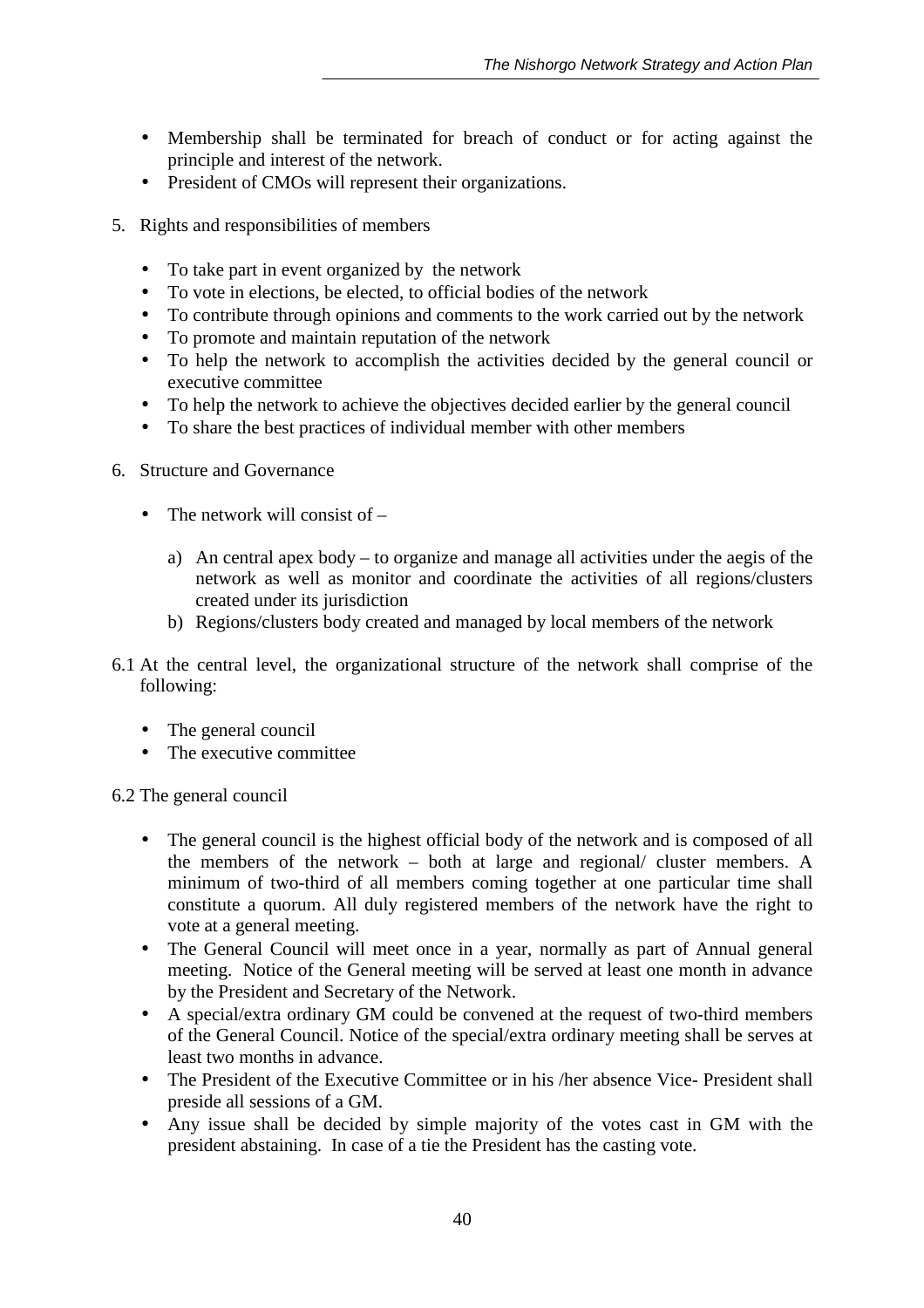- Membership shall be terminated for breach of conduct or for acting against the principle and interest of the network.
- President of CMOs will represent their organizations.

5. Rights and responsibilities of members

- To take part in event organized by the network
- To vote in elections, be elected, to official bodies of the network
- To contribute through opinions and comments to the work carried out by the network
- To promote and maintain reputation of the network
- To help the network to accomplish the activities decided by the general council or executive committee
- To help the network to achieve the objectives decided earlier by the general council
- To share the best practices of individual member with other members

6. Structure and Governance

- The network will consist of –

  a) An central apex body – to organize and manage all activities under the aegis of the network as well as monitor and coordinate the activities of all regions/clusters created under its jurisdiction
  b) Regions/clusters body created and managed by local members of the network

6.1 At the central level, the organizational structure of the network shall comprise of the following:

- The general council
- The executive committee

6.2 The general council

- The general council is the highest official body of the network and is composed of all the members of the network – both at large and regional/ cluster members. A minimum of two-third of all members coming together at one particular time shall constitute a quorum. All duly registered members of the network have the right to vote at a general meeting.
- The General Council will meet once in a year, normally as part of Annual general meeting. Notice of the General meeting will be served at least one month in advance by the President and Secretary of the Network.
- A special/extra ordinary GM could be convened at the request of two-third members of the General Council. Notice of the special/extra ordinary meeting shall be serves at least two months in advance.
- The President of the Executive Committee or in his /her absence Vice- President shall preside all sessions of a GM.
- Any issue shall be decided by simple majority of the votes cast in GM with the president abstaining. In case of a tie the President has the casting vote.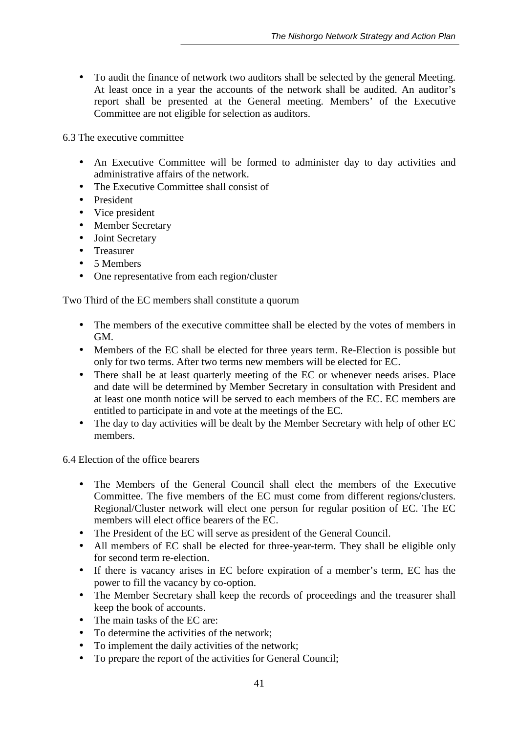- To audit the finance of network two auditors shall be selected by the general Meeting. At least once in a year the accounts of the network shall be audited. An auditor's report shall be presented at the General meeting. Members' of the Executive Committee are not eligible for selection as auditors.

6.3 The executive committee

- An Executive Committee will be formed to administer day to day activities and administrative affairs of the network.
- The Executive Committee shall consist of
- President
- Vice president
- Member Secretary
- Joint Secretary
- Treasurer
- 5 Members
- One representative from each region/cluster

Two Third of the EC members shall constitute a quorum

- The members of the executive committee shall be elected by the votes of members in GM.
- Members of the EC shall be elected for three years term. Re-Election is possible but only for two terms. After two terms new members will be elected for EC.
- There shall be at least quarterly meeting of the EC or whenever needs arises. Place and date will be determined by Member Secretary in consultation with President and at least one month notice will be served to each members of the EC. EC members are entitled to participate in and vote at the meetings of the EC.
- The day to day activities will be dealt by the Member Secretary with help of other EC members.

6.4 Election of the office bearers

- The Members of the General Council shall elect the members of the Executive Committee. The five members of the EC must come from different regions/clusters. Regional/Cluster network will elect one person for regular position of EC. The EC members will elect office bearers of the EC.
- The President of the EC will serve as president of the General Council.
- All members of EC shall be elected for three-year-term. They shall be eligible only for second term re-election.
- If there is vacancy arises in EC before expiration of a member's term, EC has the power to fill the vacancy by co-option.
- The Member Secretary shall keep the records of proceedings and the treasurer shall keep the book of accounts.
- The main tasks of the EC are:
- To determine the activities of the network;
- To implement the daily activities of the network;
- To prepare the report of the activities for General Council;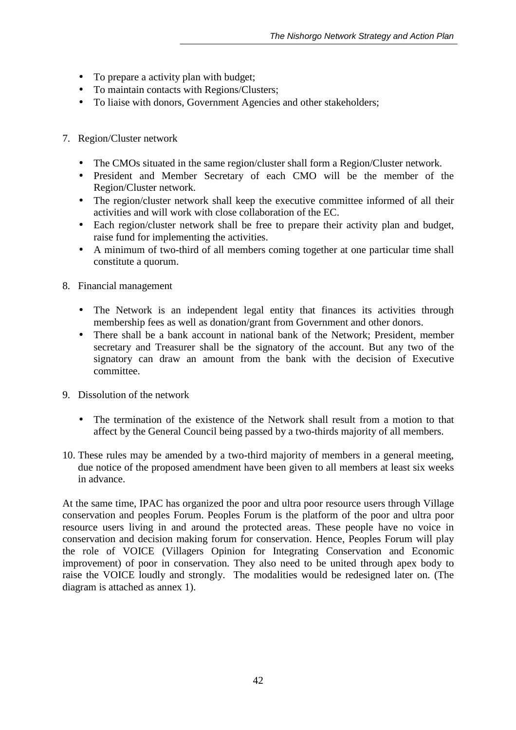- To prepare a activity plan with budget;
- To maintain contacts with Regions/Clusters;
- To liaise with donors, Government Agencies and other stakeholders;

7. Region/Cluster network

   - The CMOs situated in the same region/cluster shall form a Region/Cluster network.
   - President and Member Secretary of each CMO will be the member of the Region/Cluster network.
   - The region/cluster network shall keep the executive committee informed of all their activities and will work with close collaboration of the EC.
   - Each region/cluster network shall be free to prepare their activity plan and budget, raise fund for implementing the activities.
   - A minimum of two-third of all members coming together at one particular time shall constitute a quorum.

8. Financial management

   - The Network is an independent legal entity that finances its activities through membership fees as well as donation/grant from Government and other donors.
   - There shall be a bank account in national bank of the Network; President, member secretary and Treasurer shall be the signatory of the account. But any two of the signatory can draw an amount from the bank with the decision of Executive committee.

9. Dissolution of the network

   - The termination of the existence of the Network shall result from a motion to that affect by the General Council being passed by a two-thirds majority of all members.

10. These rules may be amended by a two-third majority of members in a general meeting, due notice of the proposed amendment have been given to all members at least six weeks in advance.

At the same time, IPAC has organized the poor and ultra poor resource users through Village conservation and peoples Forum. Peoples Forum is the platform of the poor and ultra poor resource users living in and around the protected areas. These people have no voice in conservation and decision making forum for conservation. Hence, Peoples Forum will play the role of VOICE (Villagers Opinion for Integrating Conservation and Economic improvement) of poor in conservation. They also need to be united through apex body to raise the VOICE loudly and strongly. The modalities would be redesigned later on. (The diagram is attached as annex 1).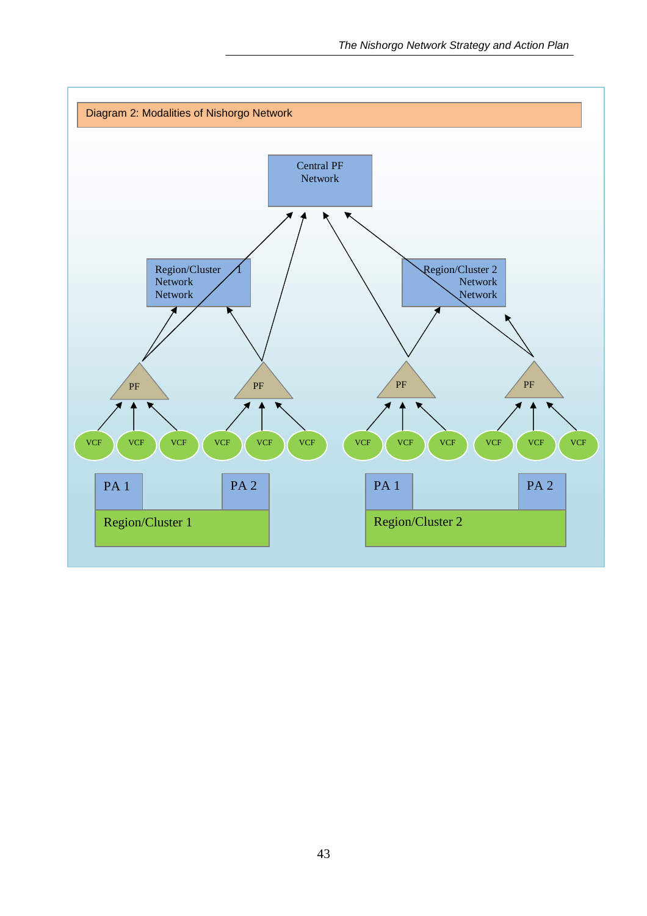Diagram 2: Modalities of Nishorgo Network

Central PF Network

Region/Cluster 1 Network Network

Region/Cluster 2 Network Network

PF

PF

PF

PF

VCF VCF VCF VCF VCF VCF VCF VCF VCF VCF VCF VCF

PA 1

PA 2

Region/Cluster 1

PA 1

PA 2

Region/Cluster 2